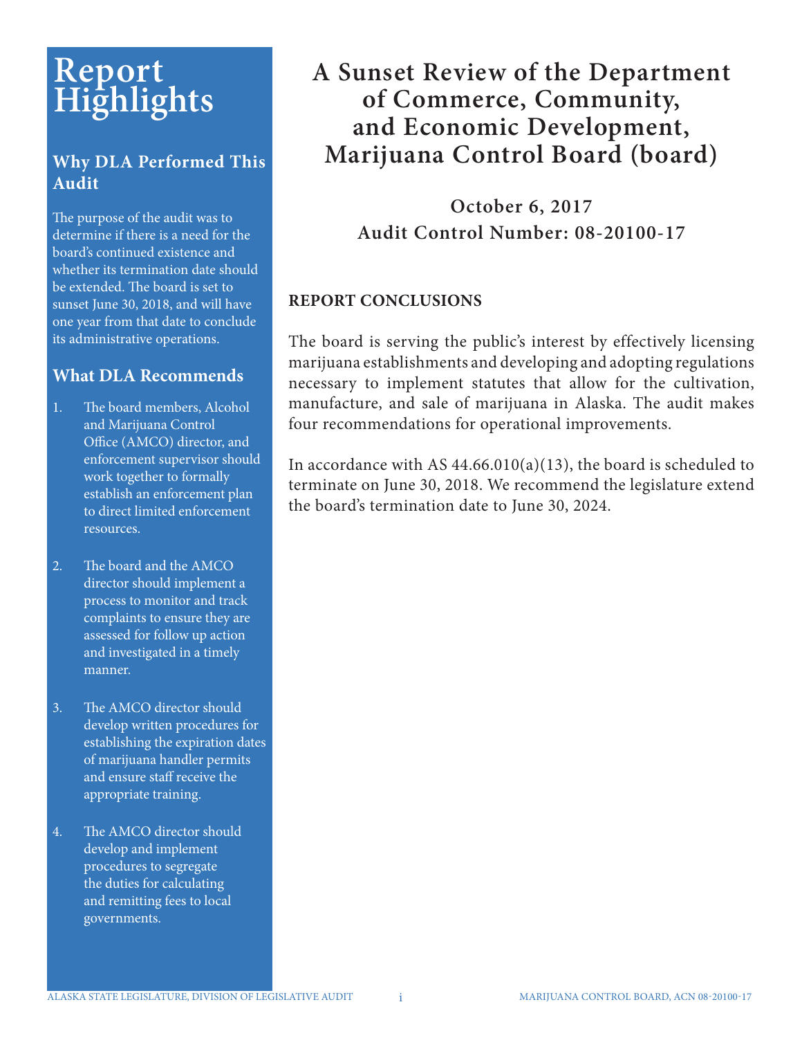# Report Highlights

## Why DLA Performed This Audit

The purpose of the audit was to determine if there is a need for the board's continued existence and whether its termination date should be extended. The board is set to sunset June 30, 2018, and will have one year from that date to conclude its administrative operations.

## What DLA Recommends

1. The board members, Alcohol and Marijuana Control Office (AMCO) director, and enforcement supervisor should work together to formally establish an enforcement plan to direct limited enforcement resources.

2. The board and the AMCO director should implement a process to monitor and track complaints to ensure they are assessed for follow up action and investigated in a timely manner.

3. The AMCO director should develop written procedures for establishing the expiration dates of marijuana handler permits and ensure staff receive the appropriate training.

4. The AMCO director should develop and implement procedures to segregate the duties for calculating and remitting fees to local governments.

# A Sunset Review of the Department of Commerce, Community, and Economic Development, Marijuana Control Board (board)

**October 6, 2017**
**Audit Control Number: 08-20100-17**

## REPORT CONCLUSIONS

The board is serving the public's interest by effectively licensing marijuana establishments and developing and adopting regulations necessary to implement statutes that allow for the cultivation, manufacture, and sale of marijuana in Alaska. The audit makes four recommendations for operational improvements.

In accordance with AS 44.66.010(a)(13), the board is scheduled to terminate on June 30, 2018. We recommend the legislature extend the board's termination date to June 30, 2024.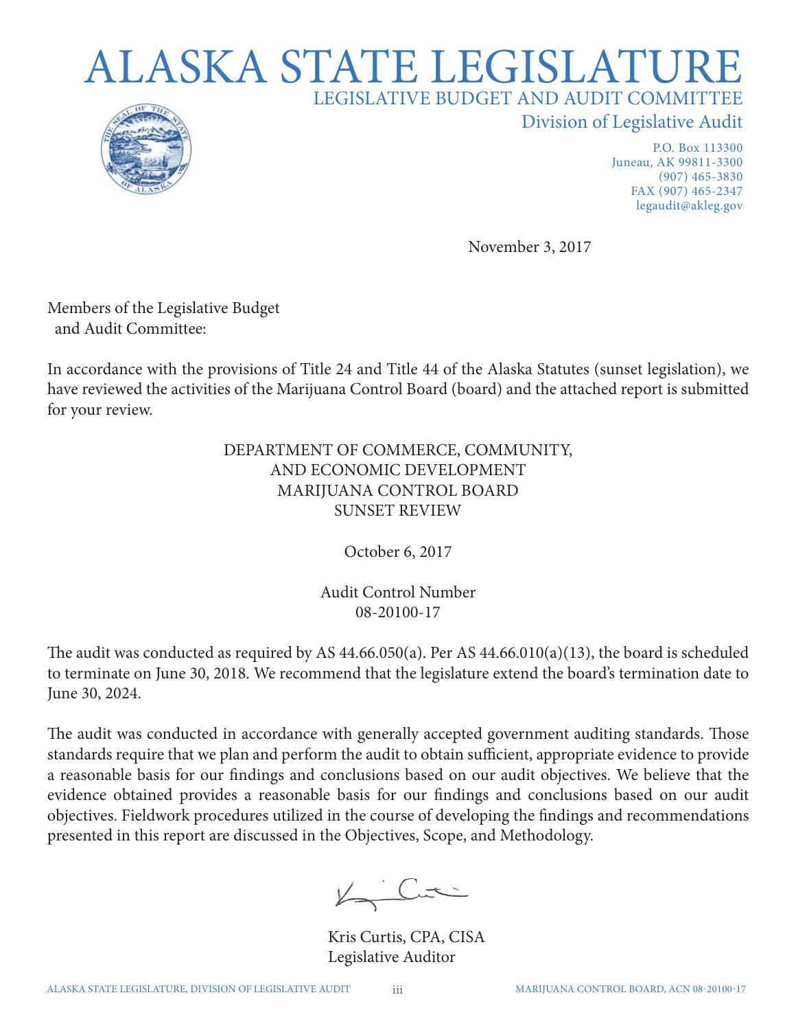# ALASKA STATE LEGISLATURE

LEGISLATIVE BUDGET AND AUDIT COMMITTEE

Division of Legislative Audit

P.O. Box 113300
Juneau, AK 99811-3300
(907) 465-3830
FAX (907) 465-2347
legaudit@akleg.gov

November 3, 2017

Members of the Legislative Budget
and Audit Committee:

In accordance with the provisions of Title 24 and Title 44 of the Alaska Statutes (sunset legislation), we have reviewed the activities of the Marijuana Control Board (board) and the attached report is submitted for your review.

DEPARTMENT OF COMMERCE, COMMUNITY,
AND ECONOMIC DEVELOPMENT
MARIJUANA CONTROL BOARD
SUNSET REVIEW

October 6, 2017

Audit Control Number
08-20100-17

The audit was conducted as required by AS 44.66.050(a). Per AS 44.66.010(a)(13), the board is scheduled to terminate on June 30, 2018. We recommend that the legislature extend the board's termination date to June 30, 2024.

The audit was conducted in accordance with generally accepted government auditing standards. Those standards require that we plan and perform the audit to obtain sufficient, appropriate evidence to provide a reasonable basis for our findings and conclusions based on our audit objectives. We believe that the evidence obtained provides a reasonable basis for our findings and conclusions based on our audit objectives. Fieldwork procedures utilized in the course of developing the findings and recommendations presented in this report are discussed in the Objectives, Scope, and Methodology.

Kris Curtis, CPA, CISA
Legislative Auditor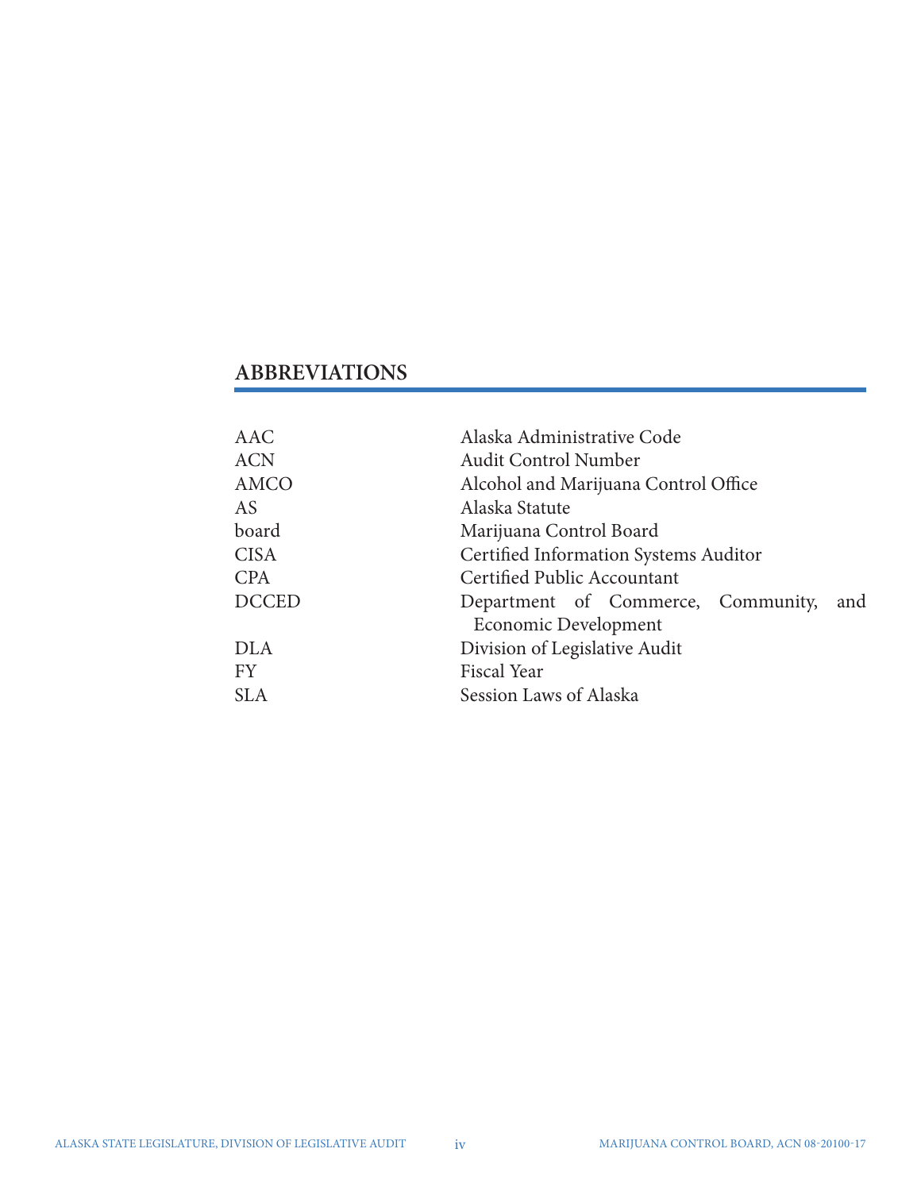## ABBREVIATIONS

| | |
|---|---|
| AAC | Alaska Administrative Code |
| ACN | Audit Control Number |
| AMCO | Alcohol and Marijuana Control Office |
| AS | Alaska Statute |
| board | Marijuana Control Board |
| CISA | Certified Information Systems Auditor |
| CPA | Certified Public Accountant |
| DCCED | Department of Commerce, Community, and Economic Development |
| DLA | Division of Legislative Audit |
| FY | Fiscal Year |
| SLA | Session Laws of Alaska |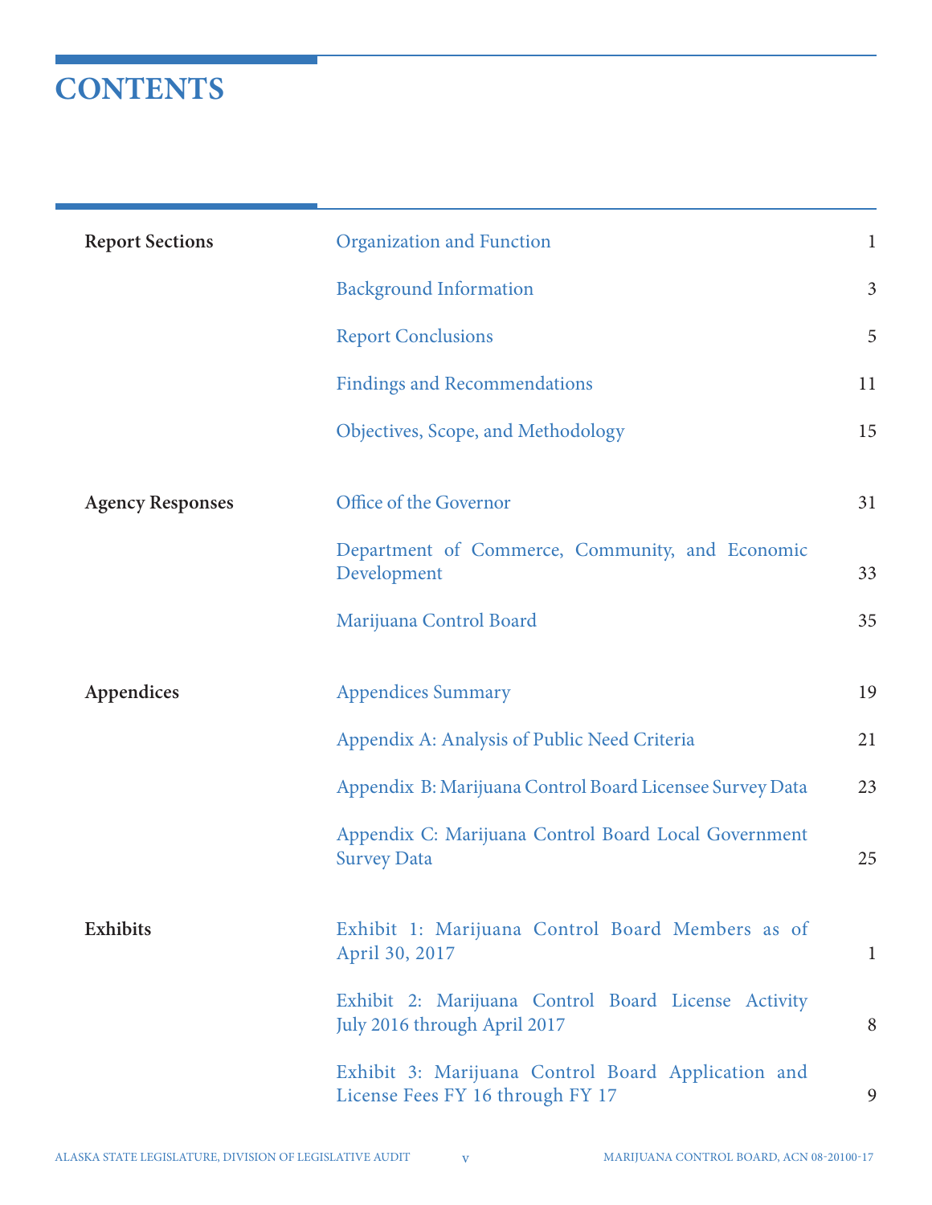# CONTENTS

| | | |
|---|---|---|
| **Report Sections** | Organization and Function | 1 |
| | Background Information | 3 |
| | Report Conclusions | 5 |
| | Findings and Recommendations | 11 |
| | Objectives, Scope, and Methodology | 15 |
| **Agency Responses** | Office of the Governor | 31 |
| | Department of Commerce, Community, and Economic Development | 33 |
| | Marijuana Control Board | 35 |
| **Appendices** | Appendices Summary | 19 |
| | Appendix A: Analysis of Public Need Criteria | 21 |
| | Appendix B: Marijuana Control Board Licensee Survey Data | 23 |
| | Appendix C: Marijuana Control Board Local Government Survey Data | 25 |
| **Exhibits** | Exhibit 1: Marijuana Control Board Members as of April 30, 2017 | 1 |
| | Exhibit 2: Marijuana Control Board License Activity July 2016 through April 2017 | 8 |
| | Exhibit 3: Marijuana Control Board Application and License Fees FY 16 through FY 17 | 9 |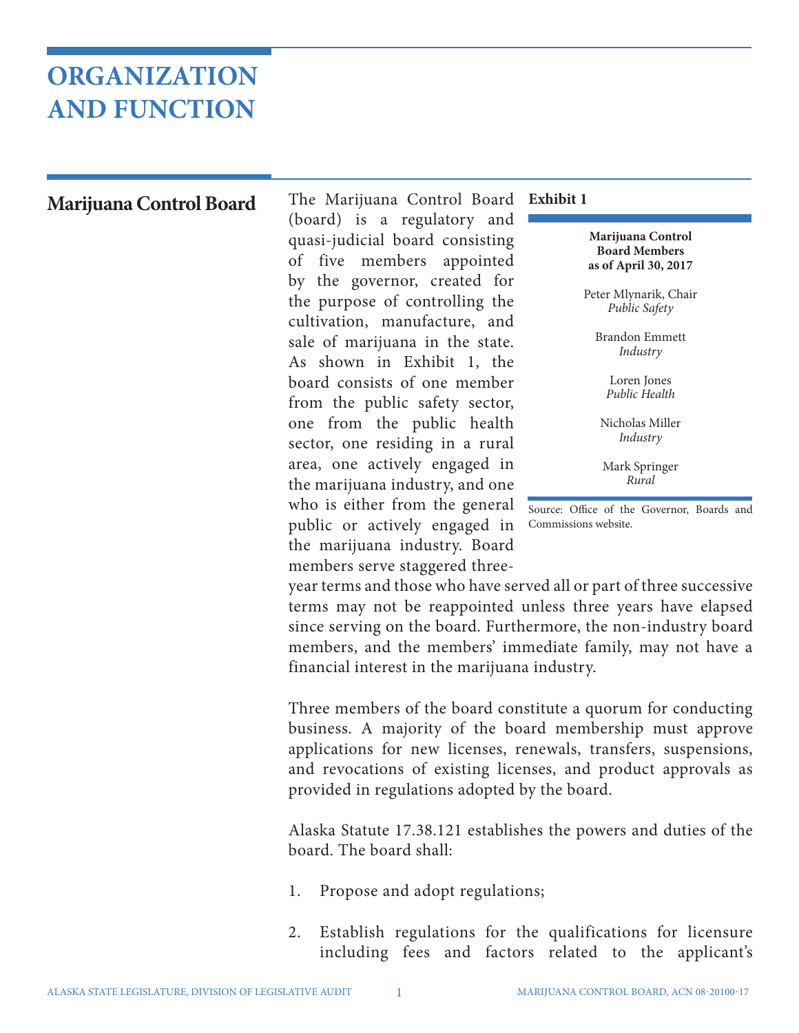# ORGANIZATION AND FUNCTION

## Marijuana Control Board

The Marijuana Control Board (board) is a regulatory and quasi-judicial board consisting of five members appointed by the governor, created for the purpose of controlling the cultivation, manufacture, and sale of marijuana in the state. As shown in Exhibit 1, the board consists of one member from the public safety sector, one from the public health sector, one residing in a rural area, one actively engaged in the marijuana industry, and one who is either from the general public or actively engaged in the marijuana industry. Board members serve staggered three-year terms and those who have served all or part of three successive terms may not be reappointed unless three years have elapsed since serving on the board. Furthermore, the non-industry board members, and the members' immediate family, may not have a financial interest in the marijuana industry.

**Exhibit 1**

**Marijuana Control Board Members as of April 30, 2017**

Peter Mlynarik, Chair
*Public Safety*

Brandon Emmett
*Industry*

Loren Jones
*Public Health*

Nicholas Miller
*Industry*

Mark Springer
*Rural*

Source: Office of the Governor, Boards and Commissions website.

Three members of the board constitute a quorum for conducting business. A majority of the board membership must approve applications for new licenses, renewals, transfers, suspensions, and revocations of existing licenses, and product approvals as provided in regulations adopted by the board.

Alaska Statute 17.38.121 establishes the powers and duties of the board. The board shall:

1. Propose and adopt regulations;
2. Establish regulations for the qualifications for licensure including fees and factors related to the applicant's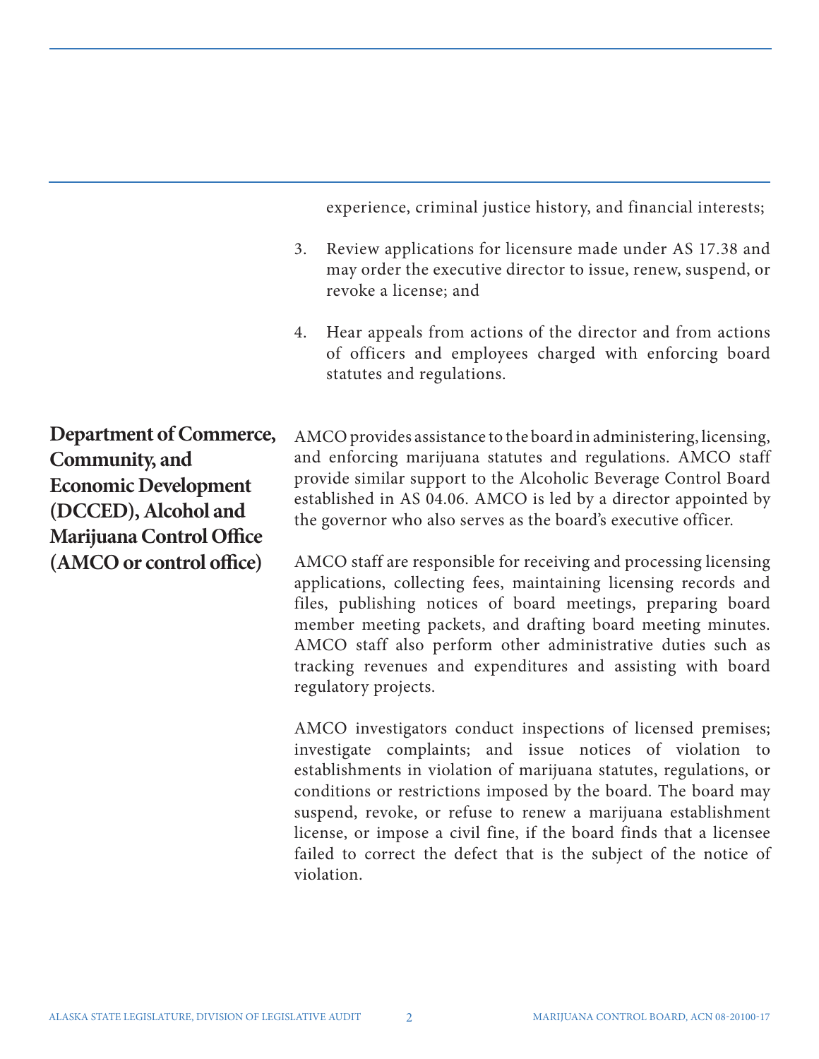experience, criminal justice history, and financial interests;

3. Review applications for licensure made under AS 17.38 and may order the executive director to issue, renew, suspend, or revoke a license; and

4. Hear appeals from actions of the director and from actions of officers and employees charged with enforcing board statutes and regulations.

**Department of Commerce, Community, and Economic Development (DCCED), Alcohol and Marijuana Control Office (AMCO or control office)**

AMCO provides assistance to the board in administering, licensing, and enforcing marijuana statutes and regulations. AMCO staff provide similar support to the Alcoholic Beverage Control Board established in AS 04.06. AMCO is led by a director appointed by the governor who also serves as the board's executive officer.

AMCO staff are responsible for receiving and processing licensing applications, collecting fees, maintaining licensing records and files, publishing notices of board meetings, preparing board member meeting packets, and drafting board meeting minutes. AMCO staff also perform other administrative duties such as tracking revenues and expenditures and assisting with board regulatory projects.

AMCO investigators conduct inspections of licensed premises; investigate complaints; and issue notices of violation to establishments in violation of marijuana statutes, regulations, or conditions or restrictions imposed by the board. The board may suspend, revoke, or refuse to renew a marijuana establishment license, or impose a civil fine, if the board finds that a licensee failed to correct the defect that is the subject of the notice of violation.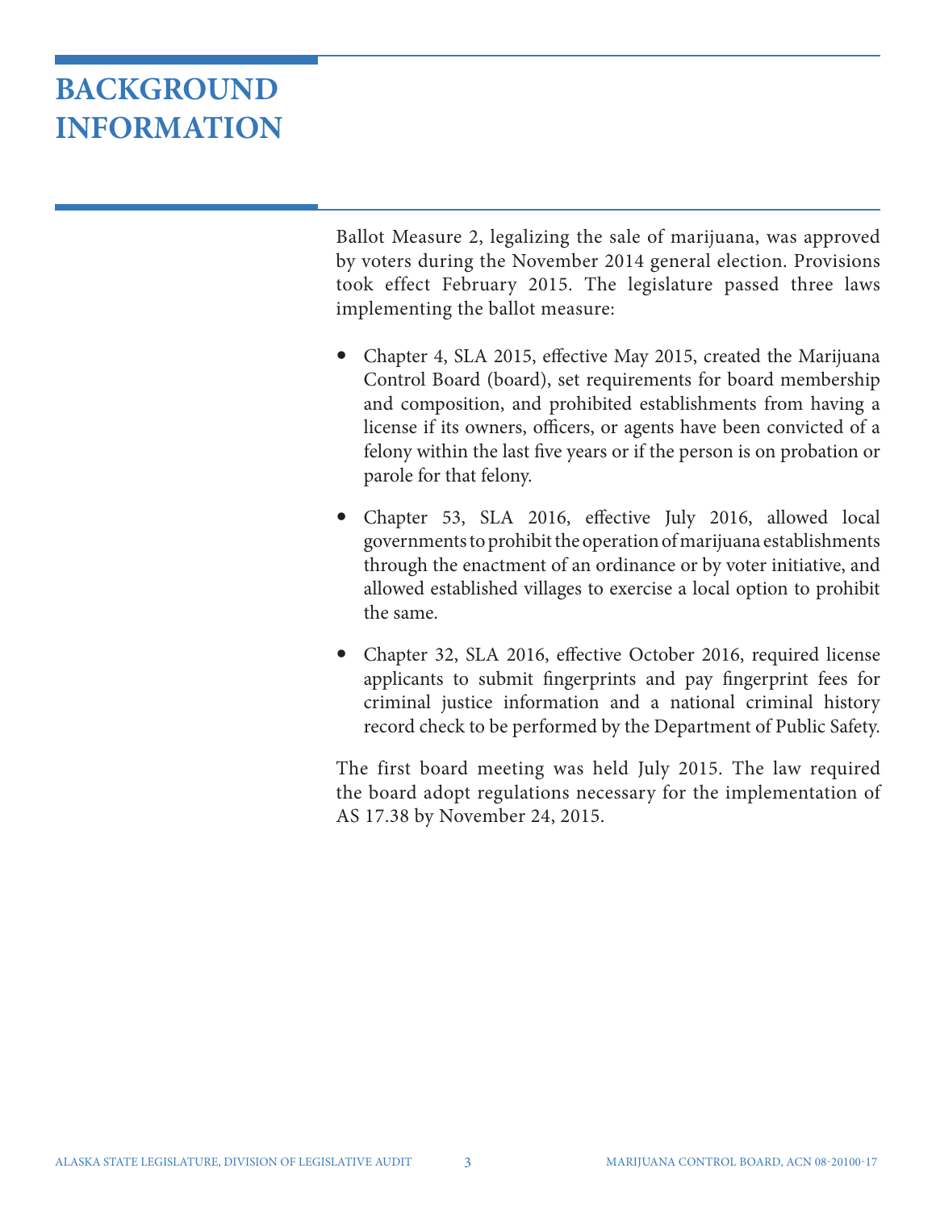# BACKGROUND INFORMATION

Ballot Measure 2, legalizing the sale of marijuana, was approved by voters during the November 2014 general election. Provisions took effect February 2015. The legislature passed three laws implementing the ballot measure:

- Chapter 4, SLA 2015, effective May 2015, created the Marijuana Control Board (board), set requirements for board membership and composition, and prohibited establishments from having a license if its owners, officers, or agents have been convicted of a felony within the last five years or if the person is on probation or parole for that felony.
- Chapter 53, SLA 2016, effective July 2016, allowed local governments to prohibit the operation of marijuana establishments through the enactment of an ordinance or by voter initiative, and allowed established villages to exercise a local option to prohibit the same.
- Chapter 32, SLA 2016, effective October 2016, required license applicants to submit fingerprints and pay fingerprint fees for criminal justice information and a national criminal history record check to be performed by the Department of Public Safety.

The first board meeting was held July 2015. The law required the board adopt regulations necessary for the implementation of AS 17.38 by November 24, 2015.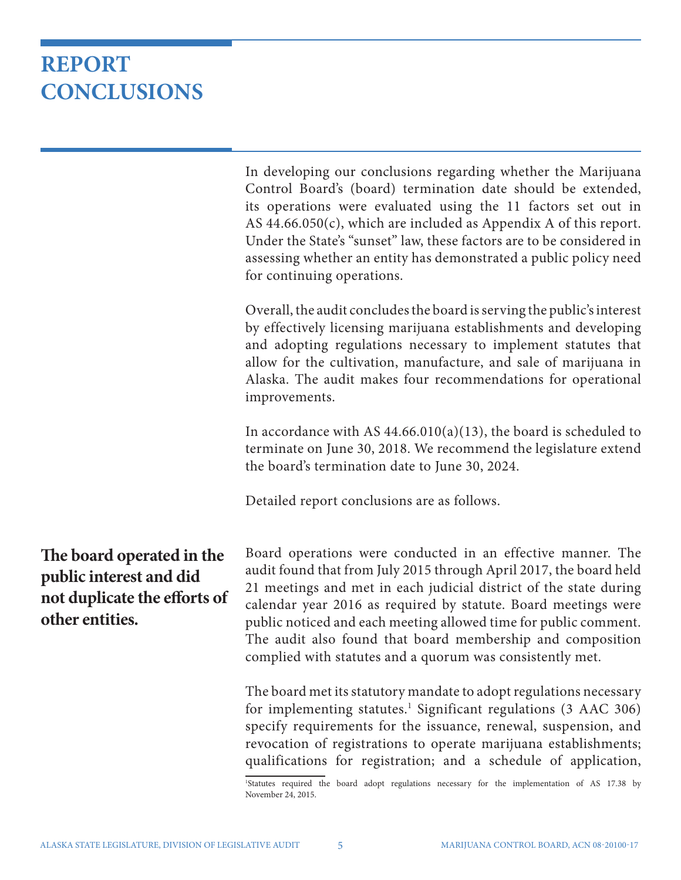# REPORT CONCLUSIONS

In developing our conclusions regarding whether the Marijuana Control Board's (board) termination date should be extended, its operations were evaluated using the 11 factors set out in AS 44.66.050(c), which are included as Appendix A of this report. Under the State's "sunset" law, these factors are to be considered in assessing whether an entity has demonstrated a public policy need for continuing operations.

Overall, the audit concludes the board is serving the public's interest by effectively licensing marijuana establishments and developing and adopting regulations necessary to implement statutes that allow for the cultivation, manufacture, and sale of marijuana in Alaska. The audit makes four recommendations for operational improvements.

In accordance with AS 44.66.010(a)(13), the board is scheduled to terminate on June 30, 2018. We recommend the legislature extend the board's termination date to June 30, 2024.

Detailed report conclusions are as follows.

**The board operated in the public interest and did not duplicate the efforts of other entities.**

Board operations were conducted in an effective manner. The audit found that from July 2015 through April 2017, the board held 21 meetings and met in each judicial district of the state during calendar year 2016 as required by statute. Board meetings were public noticed and each meeting allowed time for public comment. The audit also found that board membership and composition complied with statutes and a quorum was consistently met.

The board met its statutory mandate to adopt regulations necessary for implementing statutes.[1] Significant regulations (3 AAC 306) specify requirements for the issuance, renewal, suspension, and revocation of registrations to operate marijuana establishments; qualifications for registration; and a schedule of application,

[1]Statutes required the board adopt regulations necessary for the implementation of AS 17.38 by November 24, 2015.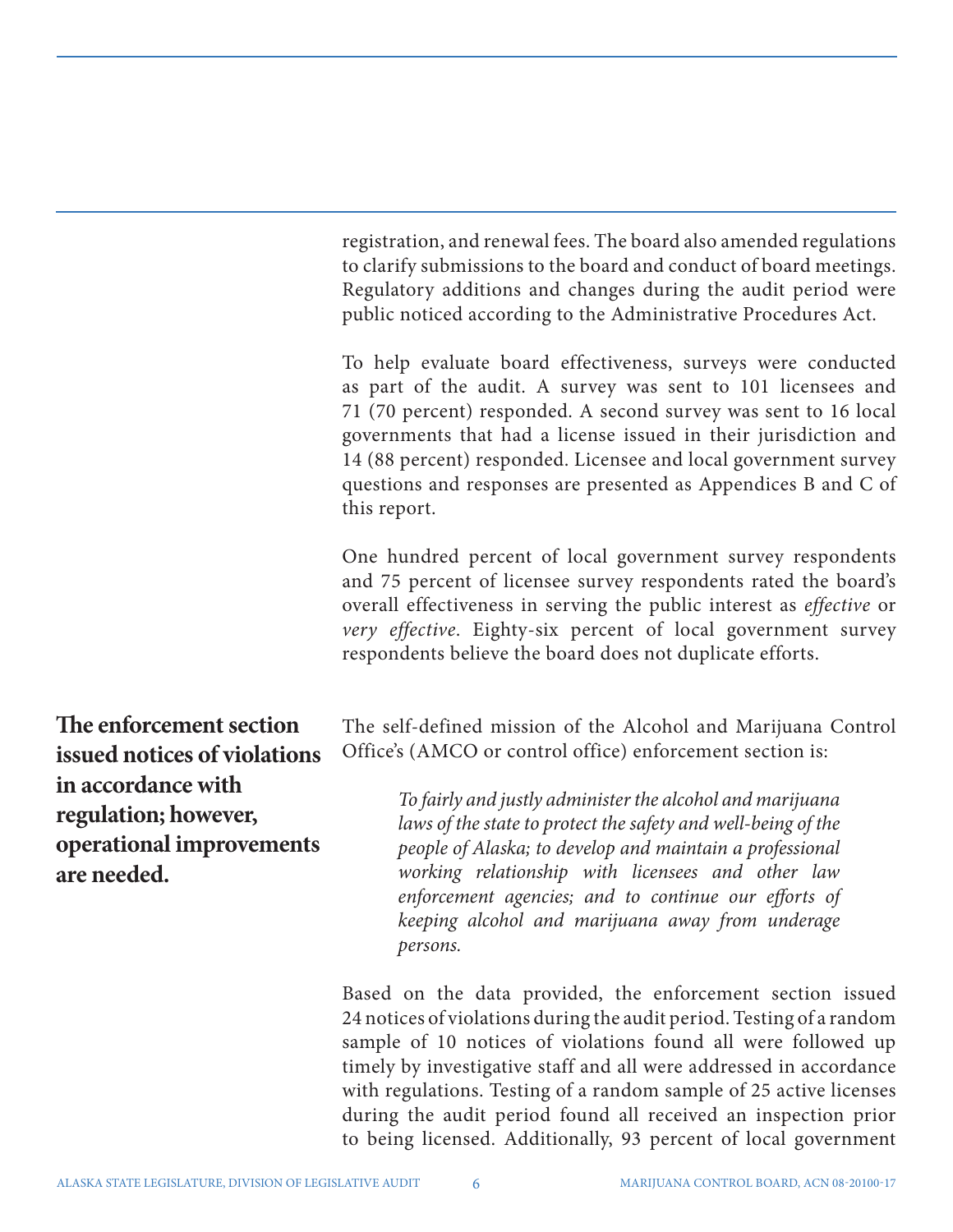registration, and renewal fees. The board also amended regulations to clarify submissions to the board and conduct of board meetings. Regulatory additions and changes during the audit period were public noticed according to the Administrative Procedures Act.

To help evaluate board effectiveness, surveys were conducted as part of the audit. A survey was sent to 101 licensees and 71 (70 percent) responded. A second survey was sent to 16 local governments that had a license issued in their jurisdiction and 14 (88 percent) responded. Licensee and local government survey questions and responses are presented as Appendices B and C of this report.

One hundred percent of local government survey respondents and 75 percent of licensee survey respondents rated the board's overall effectiveness in serving the public interest as *effective* or *very effective*. Eighty-six percent of local government survey respondents believe the board does not duplicate efforts.

**The enforcement section issued notices of violations in accordance with regulation; however, operational improvements are needed.**

The self-defined mission of the Alcohol and Marijuana Control Office's (AMCO or control office) enforcement section is:

> *To fairly and justly administer the alcohol and marijuana laws of the state to protect the safety and well-being of the people of Alaska; to develop and maintain a professional working relationship with licensees and other law enforcement agencies; and to continue our efforts of keeping alcohol and marijuana away from underage persons.*

Based on the data provided, the enforcement section issued 24 notices of violations during the audit period. Testing of a random sample of 10 notices of violations found all were followed up timely by investigative staff and all were addressed in accordance with regulations. Testing of a random sample of 25 active licenses during the audit period found all received an inspection prior to being licensed. Additionally, 93 percent of local government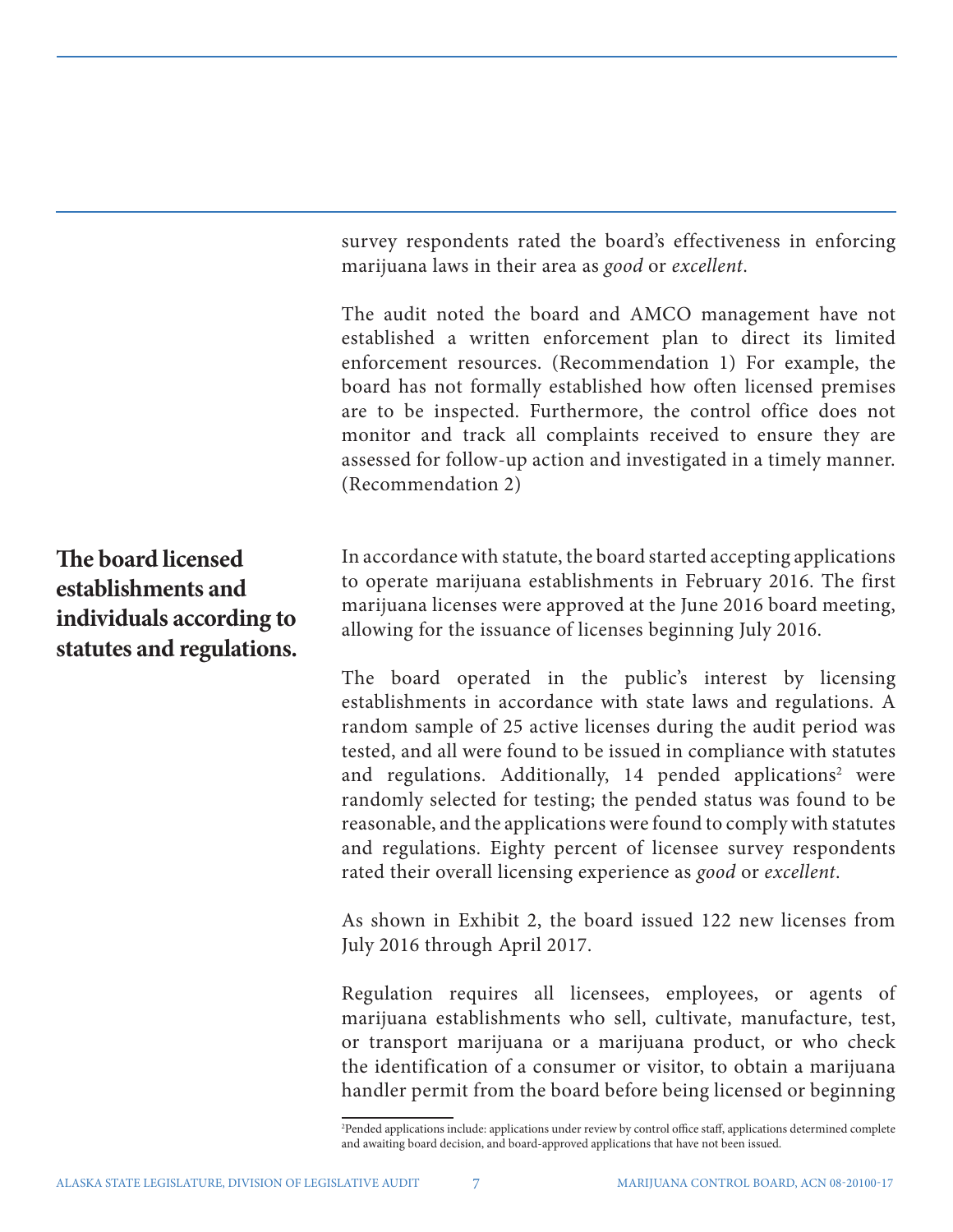survey respondents rated the board's effectiveness in enforcing marijuana laws in their area as *good* or *excellent*.

The audit noted the board and AMCO management have not established a written enforcement plan to direct its limited enforcement resources. (Recommendation 1) For example, the board has not formally established how often licensed premises are to be inspected. Furthermore, the control office does not monitor and track all complaints received to ensure they are assessed for follow-up action and investigated in a timely manner. (Recommendation 2)

### The board licensed establishments and individuals according to statutes and regulations.

In accordance with statute, the board started accepting applications to operate marijuana establishments in February 2016. The first marijuana licenses were approved at the June 2016 board meeting, allowing for the issuance of licenses beginning July 2016.

The board operated in the public's interest by licensing establishments in accordance with state laws and regulations. A random sample of 25 active licenses during the audit period was tested, and all were found to be issued in compliance with statutes and regulations. Additionally, 14 pended applications[2] were randomly selected for testing; the pended status was found to be reasonable, and the applications were found to comply with statutes and regulations. Eighty percent of licensee survey respondents rated their overall licensing experience as *good* or *excellent*.

As shown in Exhibit 2, the board issued 122 new licenses from July 2016 through April 2017.

Regulation requires all licensees, employees, or agents of marijuana establishments who sell, cultivate, manufacture, test, or transport marijuana or a marijuana product, or who check the identification of a consumer or visitor, to obtain a marijuana handler permit from the board before being licensed or beginning

[2]Pended applications include: applications under review by control office staff, applications determined complete and awaiting board decision, and board-approved applications that have not been issued.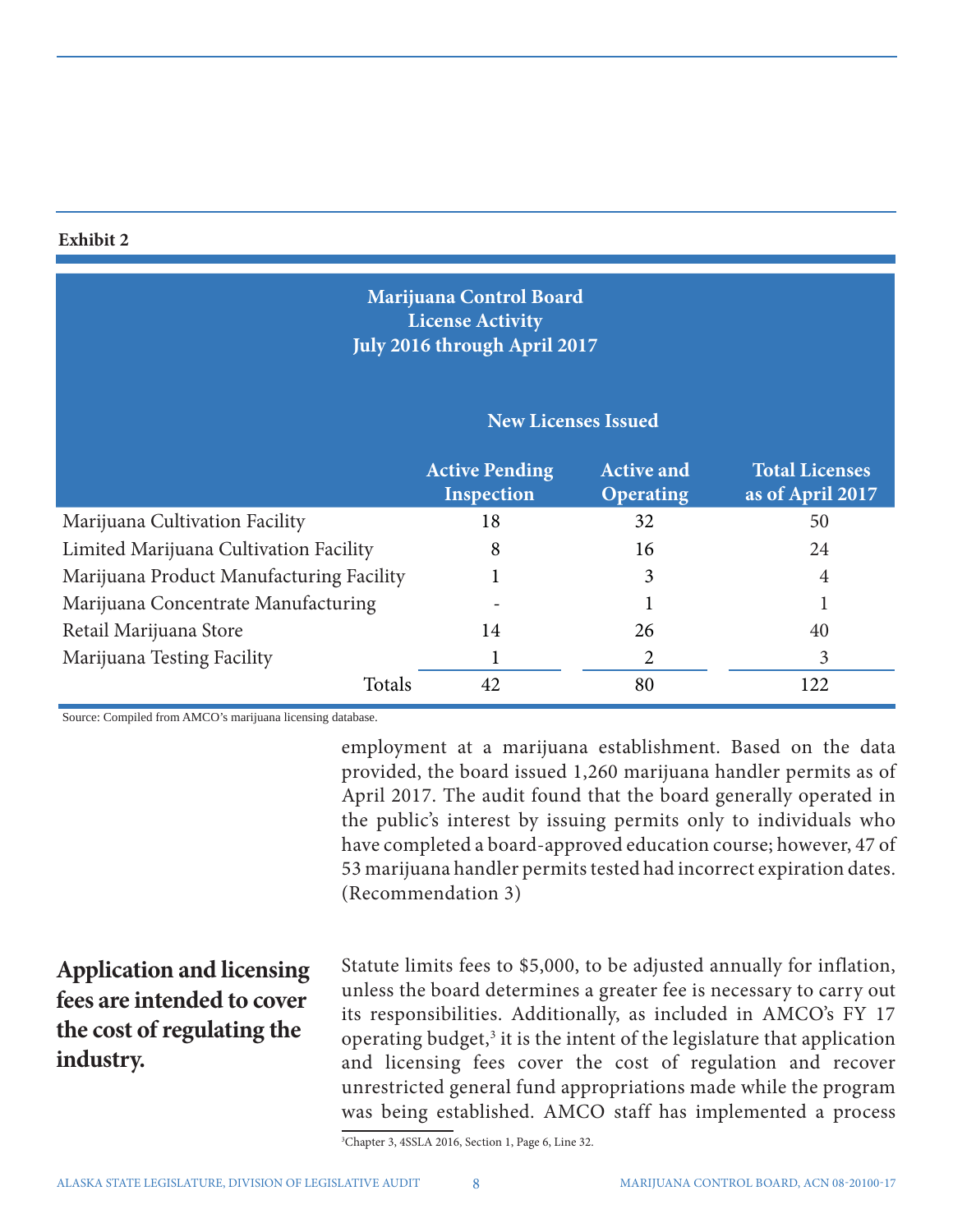**Exhibit 2**

**Marijuana Control Board**
**License Activity**
**July 2016 through April 2017**

| | New Licenses Issued | | |
|---|---|---|---|
| | **Active Pending Inspection** | **Active and Operating** | **Total Licenses as of April 2017** |
| Marijuana Cultivation Facility | 18 | 32 | 50 |
| Limited Marijuana Cultivation Facility | 8 | 16 | 24 |
| Marijuana Product Manufacturing Facility | 1 | 3 | 4 |
| Marijuana Concentrate Manufacturing | - | 1 | 1 |
| Retail Marijuana Store | 14 | 26 | 40 |
| Marijuana Testing Facility | 1 | 2 | 3 |
| Totals | 42 | 80 | 122 |

Source: Compiled from AMCO's marijuana licensing database.

employment at a marijuana establishment. Based on the data provided, the board issued 1,260 marijuana handler permits as of April 2017. The audit found that the board generally operated in the public's interest by issuing permits only to individuals who have completed a board-approved education course; however, 47 of 53 marijuana handler permits tested had incorrect expiration dates. (Recommendation 3)

## Application and licensing fees are intended to cover the cost of regulating the industry.

Statute limits fees to $5,000, to be adjusted annually for inflation, unless the board determines a greater fee is necessary to carry out its responsibilities. Additionally, as included in AMCO's FY 17 operating budget,[3] it is the intent of the legislature that application and licensing fees cover the cost of regulation and recover unrestricted general fund appropriations made while the program was being established. AMCO staff has implemented a process

[3] Chapter 3, 4SSLA 2016, Section 1, Page 6, Line 32.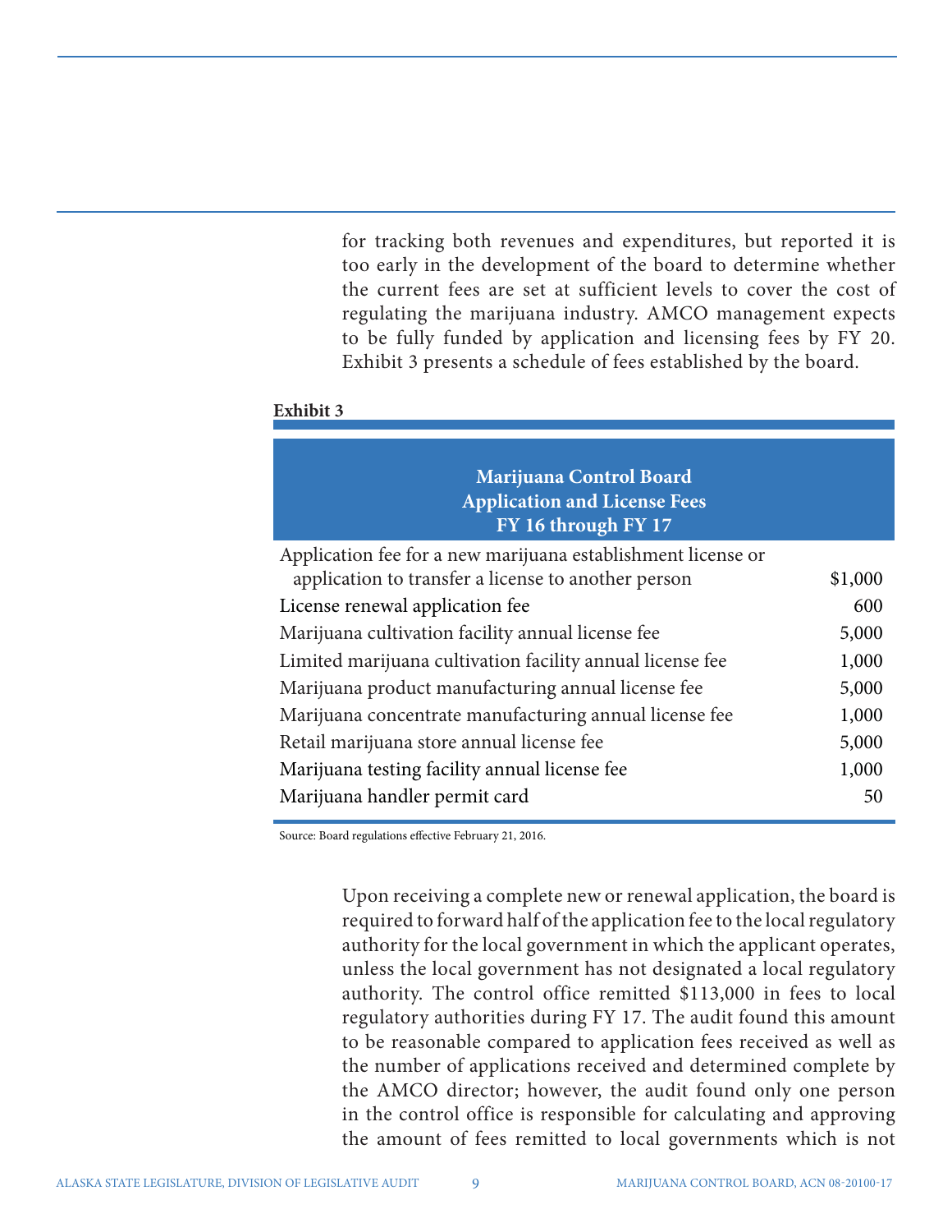for tracking both revenues and expenditures, but reported it is too early in the development of the board to determine whether the current fees are set at sufficient levels to cover the cost of regulating the marijuana industry. AMCO management expects to be fully funded by application and licensing fees by FY 20. Exhibit 3 presents a schedule of fees established by the board.

**Exhibit 3**

| Marijuana Control Board<br>Application and License Fees<br>FY 16 through FY 17 | |
|---|---|
| Application fee for a new marijuana establishment license or application to transfer a license to another person | $1,000 |
| License renewal application fee | 600 |
| Marijuana cultivation facility annual license fee | 5,000 |
| Limited marijuana cultivation facility annual license fee | 1,000 |
| Marijuana product manufacturing annual license fee | 5,000 |
| Marijuana concentrate manufacturing annual license fee | 1,000 |
| Retail marijuana store annual license fee | 5,000 |
| Marijuana testing facility annual license fee | 1,000 |
| Marijuana handler permit card | 50 |

Source: Board regulations effective February 21, 2016.

Upon receiving a complete new or renewal application, the board is required to forward half of the application fee to the local regulatory authority for the local government in which the applicant operates, unless the local government has not designated a local regulatory authority. The control office remitted $113,000 in fees to local regulatory authorities during FY 17. The audit found this amount to be reasonable compared to application fees received as well as the number of applications received and determined complete by the AMCO director; however, the audit found only one person in the control office is responsible for calculating and approving the amount of fees remitted to local governments which is not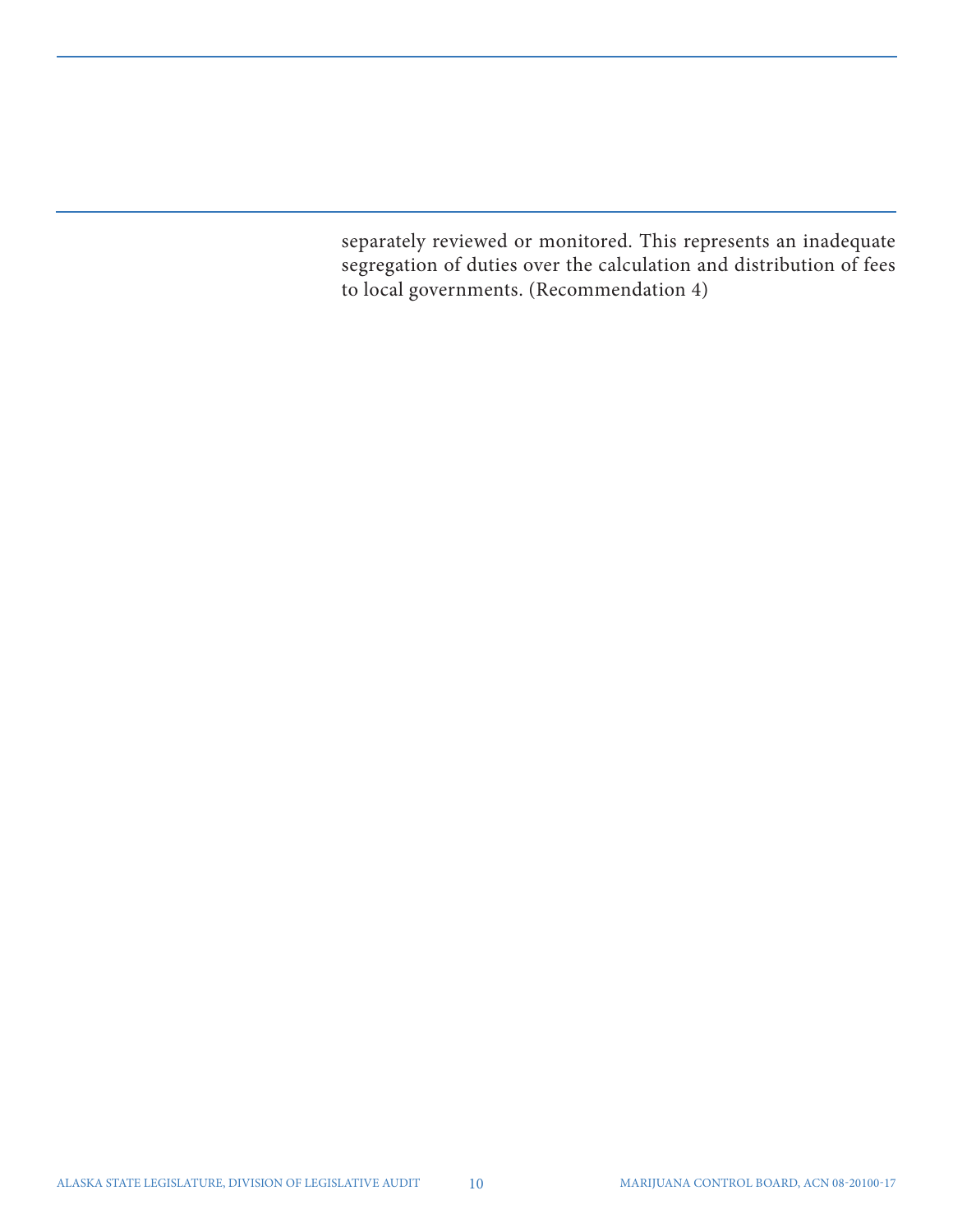separately reviewed or monitored. This represents an inadequate segregation of duties over the calculation and distribution of fees to local governments. (Recommendation 4)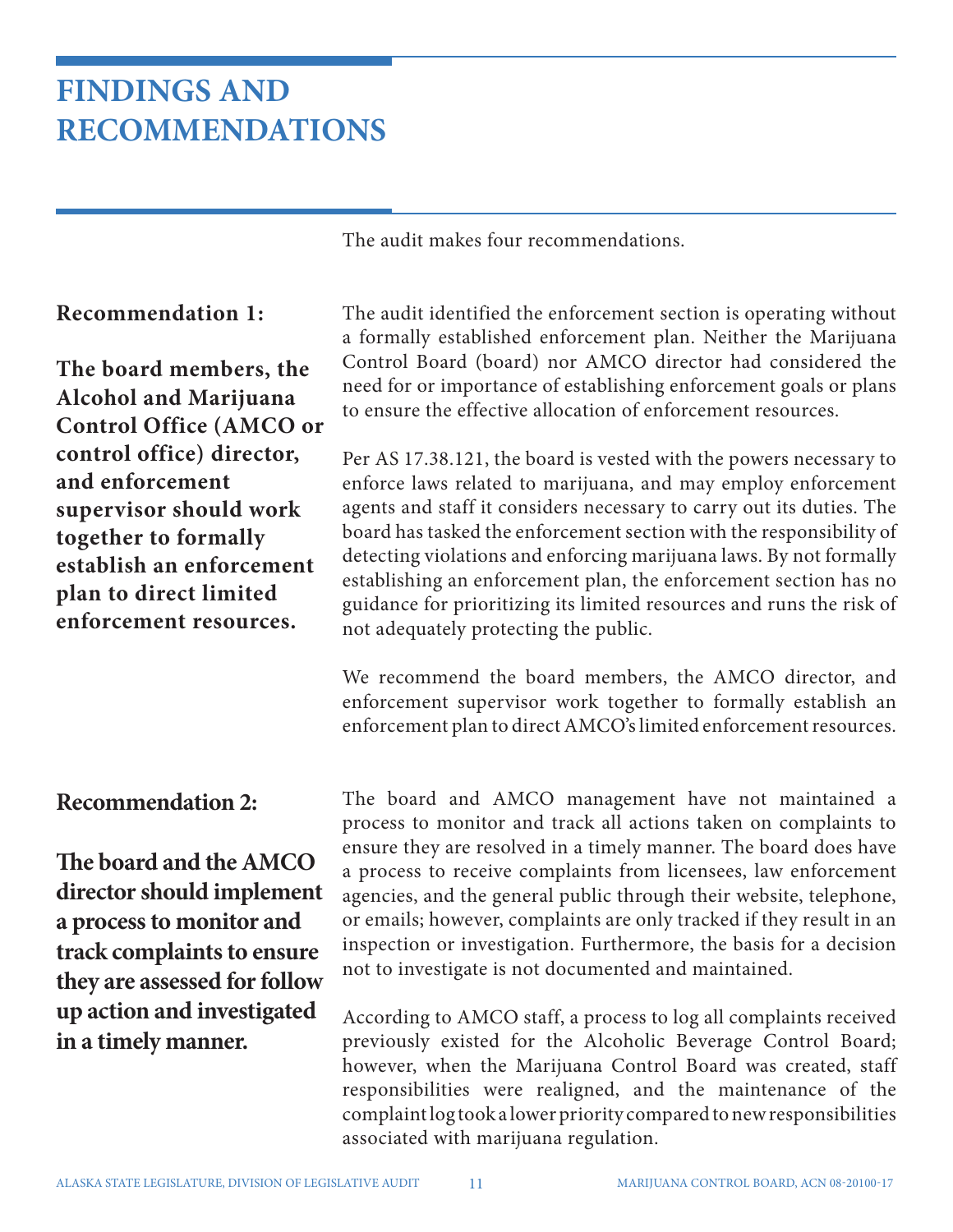# FINDINGS AND RECOMMENDATIONS

The audit makes four recommendations.

### Recommendation 1:

**The board members, the Alcohol and Marijuana Control Office (AMCO or control office) director, and enforcement supervisor should work together to formally establish an enforcement plan to direct limited enforcement resources.**

The audit identified the enforcement section is operating without a formally established enforcement plan. Neither the Marijuana Control Board (board) nor AMCO director had considered the need for or importance of establishing enforcement goals or plans to ensure the effective allocation of enforcement resources.

Per AS 17.38.121, the board is vested with the powers necessary to enforce laws related to marijuana, and may employ enforcement agents and staff it considers necessary to carry out its duties. The board has tasked the enforcement section with the responsibility of detecting violations and enforcing marijuana laws. By not formally establishing an enforcement plan, the enforcement section has no guidance for prioritizing its limited resources and runs the risk of not adequately protecting the public.

We recommend the board members, the AMCO director, and enforcement supervisor work together to formally establish an enforcement plan to direct AMCO's limited enforcement resources.

### Recommendation 2:

**The board and the AMCO director should implement a process to monitor and track complaints to ensure they are assessed for follow up action and investigated in a timely manner.**

The board and AMCO management have not maintained a process to monitor and track all actions taken on complaints to ensure they are resolved in a timely manner. The board does have a process to receive complaints from licensees, law enforcement agencies, and the general public through their website, telephone, or emails; however, complaints are only tracked if they result in an inspection or investigation. Furthermore, the basis for a decision not to investigate is not documented and maintained.

According to AMCO staff, a process to log all complaints received previously existed for the Alcoholic Beverage Control Board; however, when the Marijuana Control Board was created, staff responsibilities were realigned, and the maintenance of the complaint log took a lower priority compared to new responsibilities associated with marijuana regulation.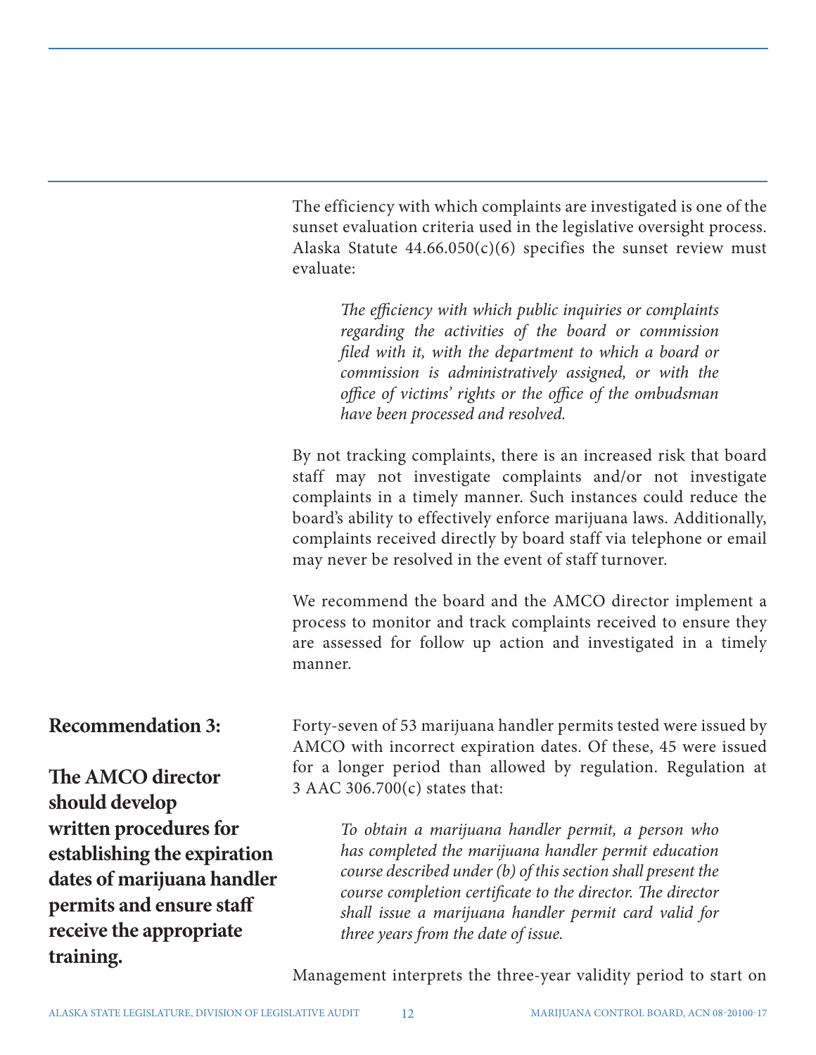The efficiency with which complaints are investigated is one of the sunset evaluation criteria used in the legislative oversight process. Alaska Statute 44.66.050(c)(6) specifies the sunset review must evaluate:

> *The efficiency with which public inquiries or complaints regarding the activities of the board or commission filed with it, with the department to which a board or commission is administratively assigned, or with the office of victims' rights or the office of the ombudsman have been processed and resolved.*

By not tracking complaints, there is an increased risk that board staff may not investigate complaints and/or not investigate complaints in a timely manner. Such instances could reduce the board's ability to effectively enforce marijuana laws. Additionally, complaints received directly by board staff via telephone or email may never be resolved in the event of staff turnover.

We recommend the board and the AMCO director implement a process to monitor and track complaints received to ensure they are assessed for follow up action and investigated in a timely manner.

**Recommendation 3:**

**The AMCO director should develop written procedures for establishing the expiration dates of marijuana handler permits and ensure staff receive the appropriate training.**

Forty-seven of 53 marijuana handler permits tested were issued by AMCO with incorrect expiration dates. Of these, 45 were issued for a longer period than allowed by regulation. Regulation at 3 AAC 306.700(c) states that:

> *To obtain a marijuana handler permit, a person who has completed the marijuana handler permit education course described under (b) of this section shall present the course completion certificate to the director. The director shall issue a marijuana handler permit card valid for three years from the date of issue.*

Management interprets the three-year validity period to start on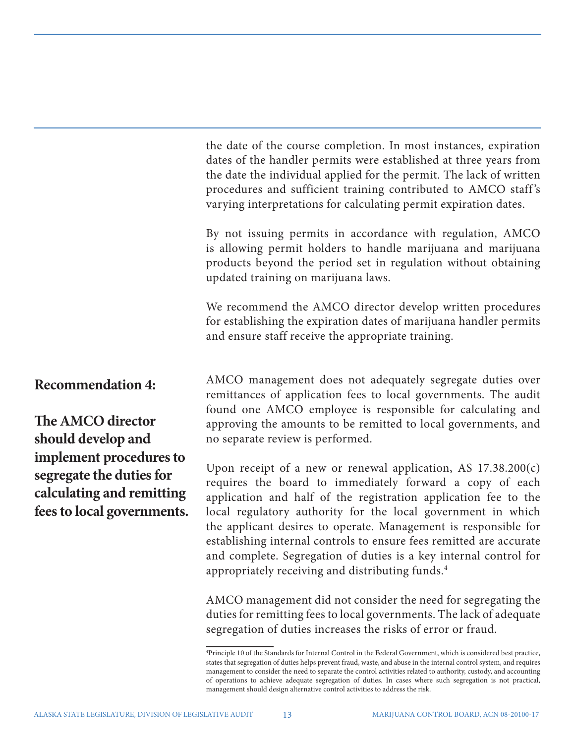the date of the course completion. In most instances, expiration dates of the handler permits were established at three years from the date the individual applied for the permit. The lack of written procedures and sufficient training contributed to AMCO staff's varying interpretations for calculating permit expiration dates.

By not issuing permits in accordance with regulation, AMCO is allowing permit holders to handle marijuana and marijuana products beyond the period set in regulation without obtaining updated training on marijuana laws.

We recommend the AMCO director develop written procedures for establishing the expiration dates of marijuana handler permits and ensure staff receive the appropriate training.

**Recommendation 4:**

**The AMCO director should develop and implement procedures to segregate the duties for calculating and remitting fees to local governments.**

AMCO management does not adequately segregate duties over remittances of application fees to local governments. The audit found one AMCO employee is responsible for calculating and approving the amounts to be remitted to local governments, and no separate review is performed.

Upon receipt of a new or renewal application, AS 17.38.200(c) requires the board to immediately forward a copy of each application and half of the registration application fee to the local regulatory authority for the local government in which the applicant desires to operate. Management is responsible for establishing internal controls to ensure fees remitted are accurate and complete. Segregation of duties is a key internal control for appropriately receiving and distributing funds.[4]

AMCO management did not consider the need for segregating the duties for remitting fees to local governments. The lack of adequate segregation of duties increases the risks of error or fraud.

[4]Principle 10 of the Standards for Internal Control in the Federal Government, which is considered best practice, states that segregation of duties helps prevent fraud, waste, and abuse in the internal control system, and requires management to consider the need to separate the control activities related to authority, custody, and accounting of operations to achieve adequate segregation of duties. In cases where such segregation is not practical, management should design alternative control activities to address the risk.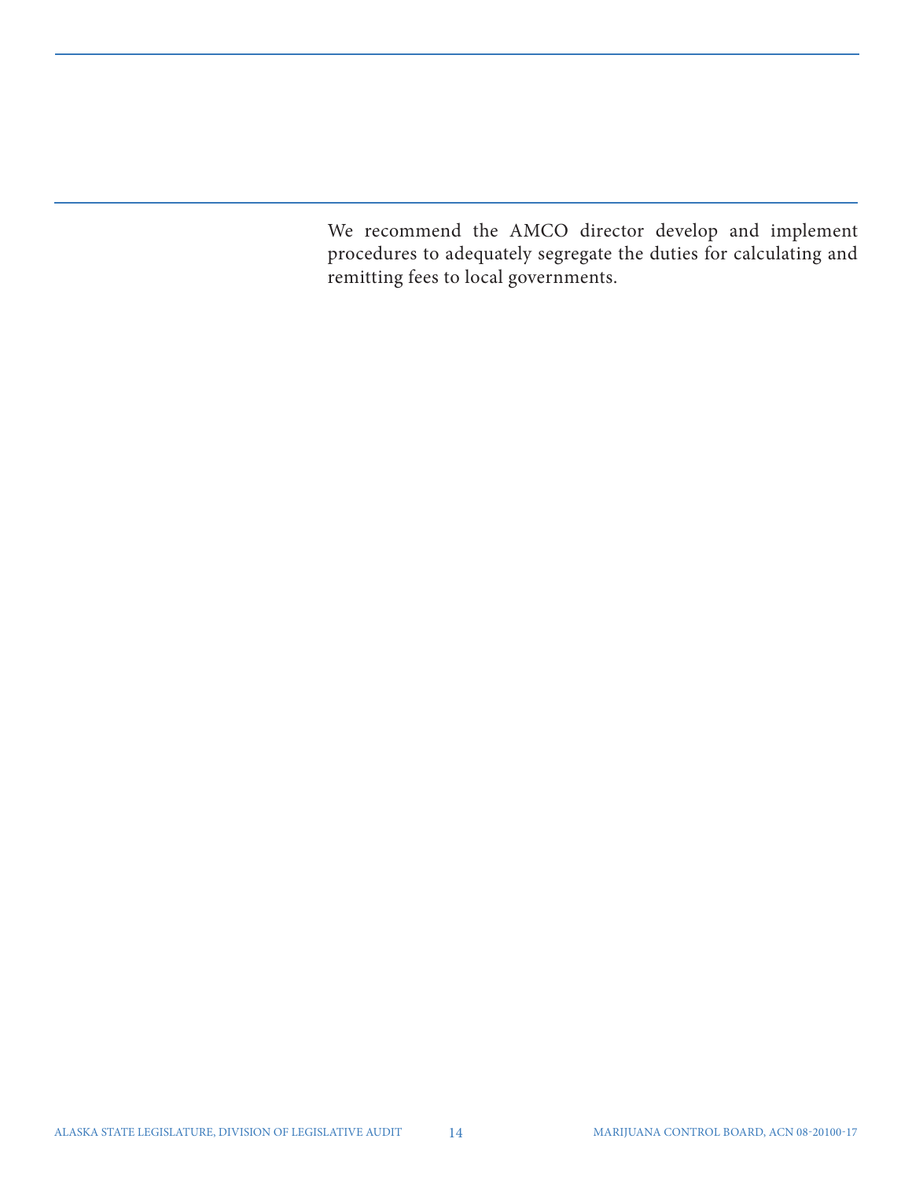We recommend the AMCO director develop and implement procedures to adequately segregate the duties for calculating and remitting fees to local governments.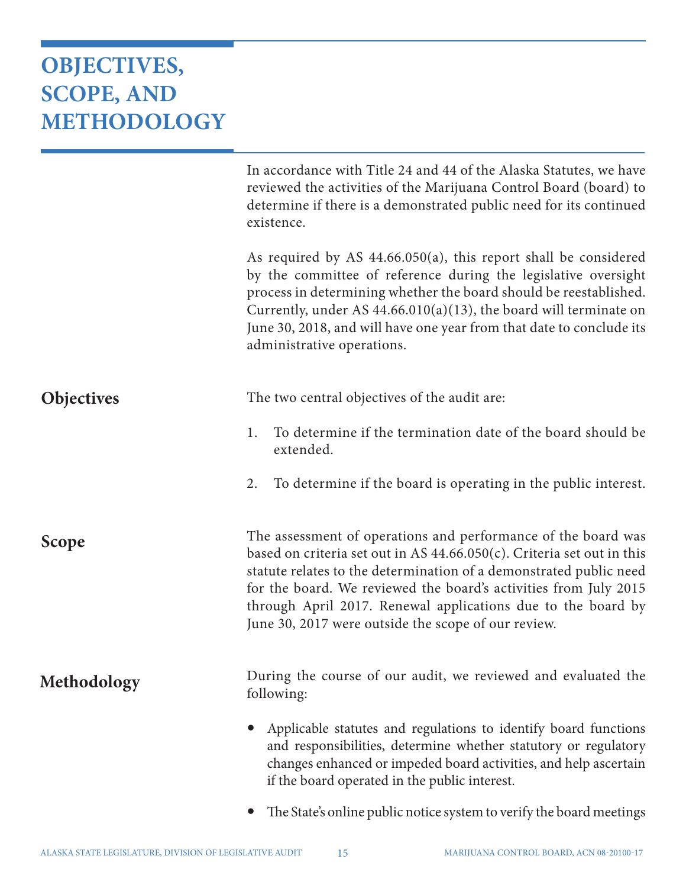# OBJECTIVES, SCOPE, AND METHODOLOGY

In accordance with Title 24 and 44 of the Alaska Statutes, we have reviewed the activities of the Marijuana Control Board (board) to determine if there is a demonstrated public need for its continued existence.

As required by AS 44.66.050(a), this report shall be considered by the committee of reference during the legislative oversight process in determining whether the board should be reestablished. Currently, under AS 44.66.010(a)(13), the board will terminate on June 30, 2018, and will have one year from that date to conclude its administrative operations.

## Objectives

The two central objectives of the audit are:

1. To determine if the termination date of the board should be extended.
2. To determine if the board is operating in the public interest.

## Scope

The assessment of operations and performance of the board was based on criteria set out in AS 44.66.050(c). Criteria set out in this statute relates to the determination of a demonstrated public need for the board. We reviewed the board's activities from July 2015 through April 2017. Renewal applications due to the board by June 30, 2017 were outside the scope of our review.

## Methodology

During the course of our audit, we reviewed and evaluated the following:

- Applicable statutes and regulations to identify board functions and responsibilities, determine whether statutory or regulatory changes enhanced or impeded board activities, and help ascertain if the board operated in the public interest.
- The State's online public notice system to verify the board meetings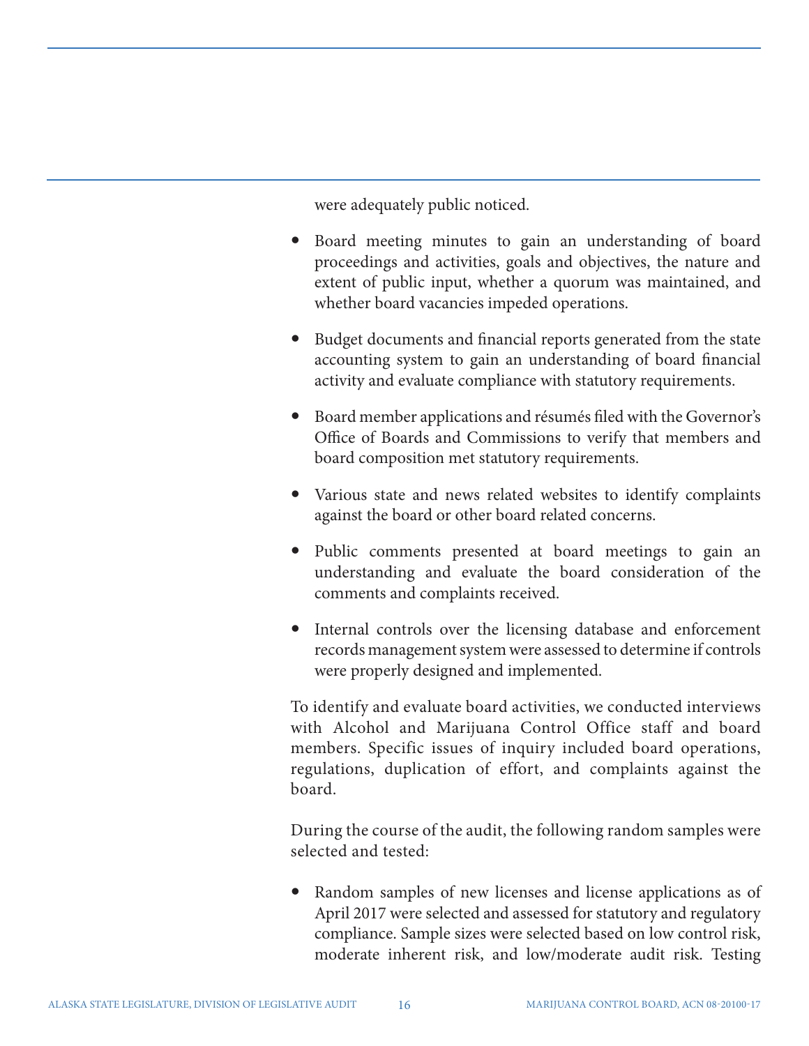were adequately public noticed.

- Board meeting minutes to gain an understanding of board proceedings and activities, goals and objectives, the nature and extent of public input, whether a quorum was maintained, and whether board vacancies impeded operations.

- Budget documents and financial reports generated from the state accounting system to gain an understanding of board financial activity and evaluate compliance with statutory requirements.

- Board member applications and résumés filed with the Governor's Office of Boards and Commissions to verify that members and board composition met statutory requirements.

- Various state and news related websites to identify complaints against the board or other board related concerns.

- Public comments presented at board meetings to gain an understanding and evaluate the board consideration of the comments and complaints received.

- Internal controls over the licensing database and enforcement records management system were assessed to determine if controls were properly designed and implemented.

To identify and evaluate board activities, we conducted interviews with Alcohol and Marijuana Control Office staff and board members. Specific issues of inquiry included board operations, regulations, duplication of effort, and complaints against the board.

During the course of the audit, the following random samples were selected and tested:

- Random samples of new licenses and license applications as of April 2017 were selected and assessed for statutory and regulatory compliance. Sample sizes were selected based on low control risk, moderate inherent risk, and low/moderate audit risk. Testing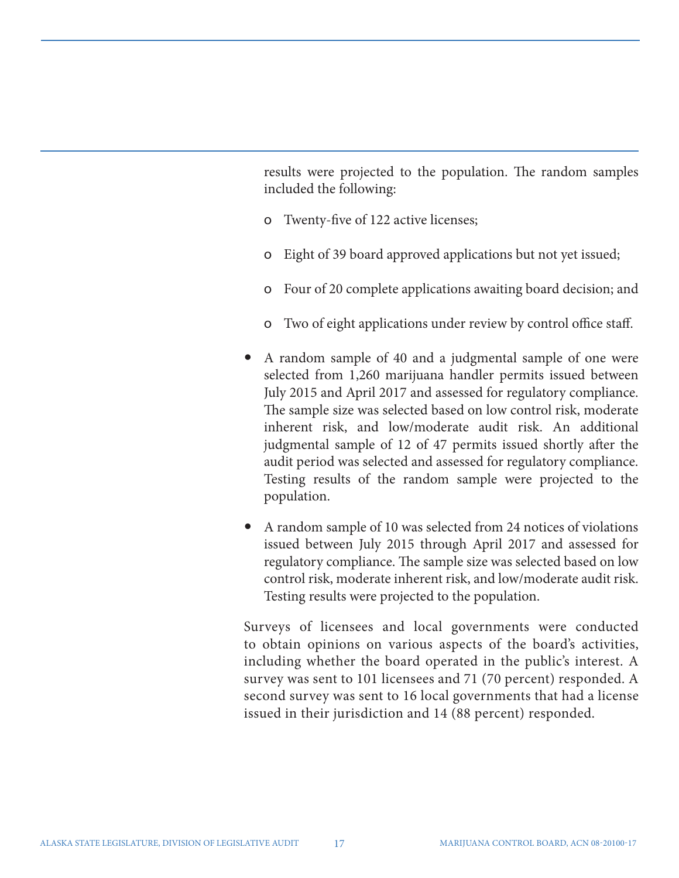results were projected to the population. The random samples included the following:

- o Twenty-five of 122 active licenses;
- o Eight of 39 board approved applications but not yet issued;
- o Four of 20 complete applications awaiting board decision; and
- o Two of eight applications under review by control office staff.

- A random sample of 40 and a judgmental sample of one were selected from 1,260 marijuana handler permits issued between July 2015 and April 2017 and assessed for regulatory compliance. The sample size was selected based on low control risk, moderate inherent risk, and low/moderate audit risk. An additional judgmental sample of 12 of 47 permits issued shortly after the audit period was selected and assessed for regulatory compliance. Testing results of the random sample were projected to the population.

- A random sample of 10 was selected from 24 notices of violations issued between July 2015 through April 2017 and assessed for regulatory compliance. The sample size was selected based on low control risk, moderate inherent risk, and low/moderate audit risk. Testing results were projected to the population.

Surveys of licensees and local governments were conducted to obtain opinions on various aspects of the board's activities, including whether the board operated in the public's interest. A survey was sent to 101 licensees and 71 (70 percent) responded. A second survey was sent to 16 local governments that had a license issued in their jurisdiction and 14 (88 percent) responded.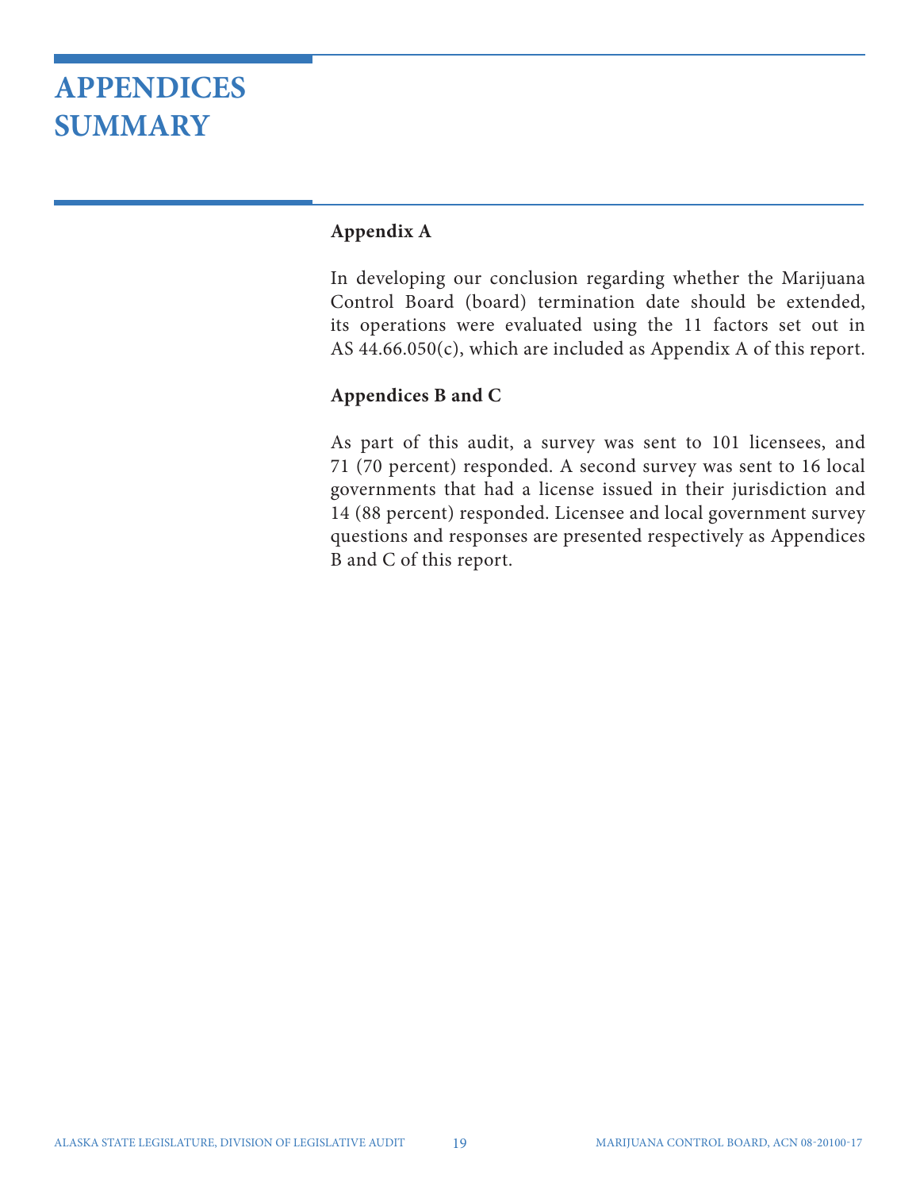# APPENDICES SUMMARY

**Appendix A**

In developing our conclusion regarding whether the Marijuana Control Board (board) termination date should be extended, its operations were evaluated using the 11 factors set out in AS 44.66.050(c), which are included as Appendix A of this report.

**Appendices B and C**

As part of this audit, a survey was sent to 101 licensees, and 71 (70 percent) responded. A second survey was sent to 16 local governments that had a license issued in their jurisdiction and 14 (88 percent) responded. Licensee and local government survey questions and responses are presented respectively as Appendices B and C of this report.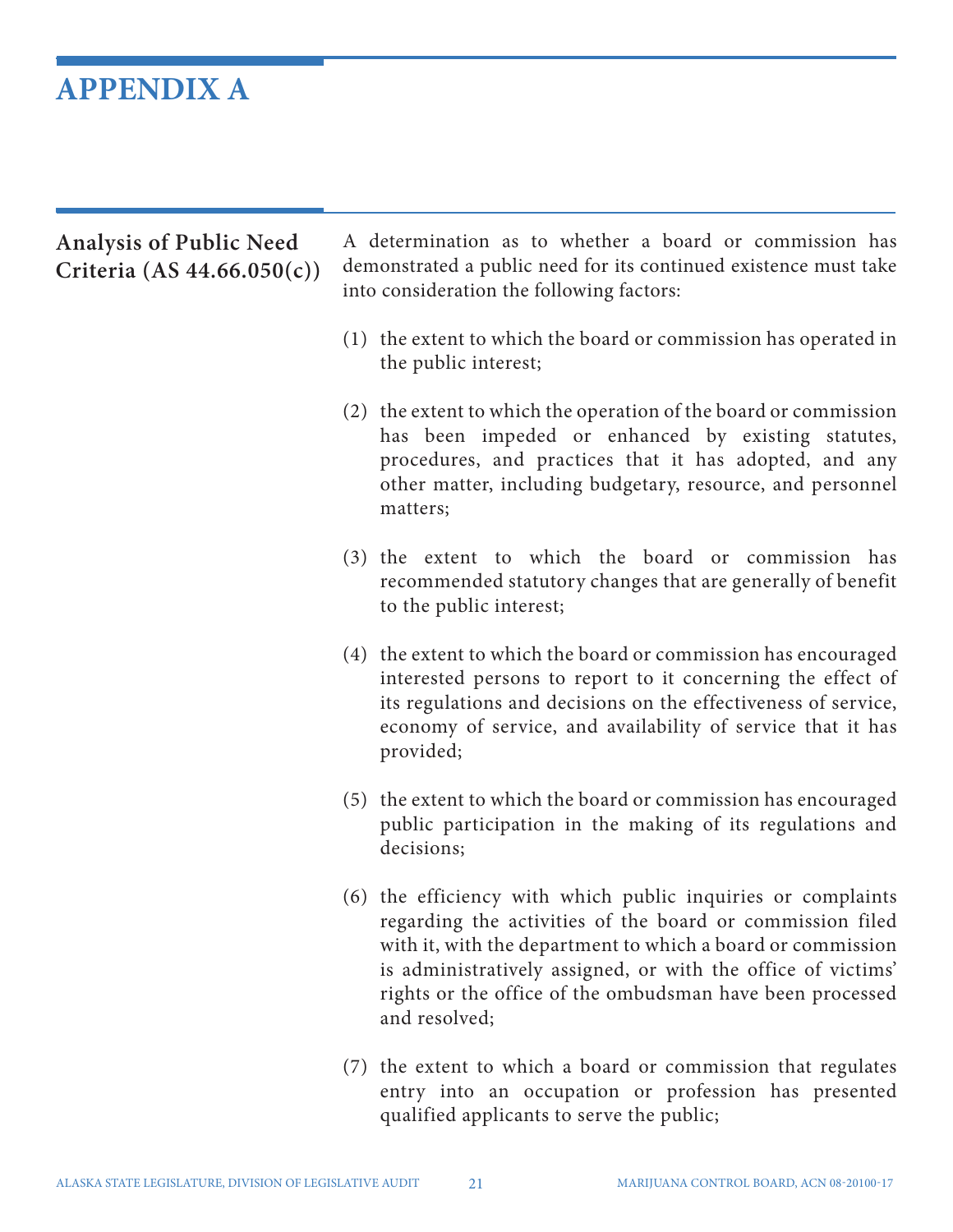# APPENDIX A

## Analysis of Public Need Criteria (AS 44.66.050(c))

A determination as to whether a board or commission has demonstrated a public need for its continued existence must take into consideration the following factors:

(1) the extent to which the board or commission has operated in the public interest;

(2) the extent to which the operation of the board or commission has been impeded or enhanced by existing statutes, procedures, and practices that it has adopted, and any other matter, including budgetary, resource, and personnel matters;

(3) the extent to which the board or commission has recommended statutory changes that are generally of benefit to the public interest;

(4) the extent to which the board or commission has encouraged interested persons to report to it concerning the effect of its regulations and decisions on the effectiveness of service, economy of service, and availability of service that it has provided;

(5) the extent to which the board or commission has encouraged public participation in the making of its regulations and decisions;

(6) the efficiency with which public inquiries or complaints regarding the activities of the board or commission filed with it, with the department to which a board or commission is administratively assigned, or with the office of victims' rights or the office of the ombudsman have been processed and resolved;

(7) the extent to which a board or commission that regulates entry into an occupation or profession has presented qualified applicants to serve the public;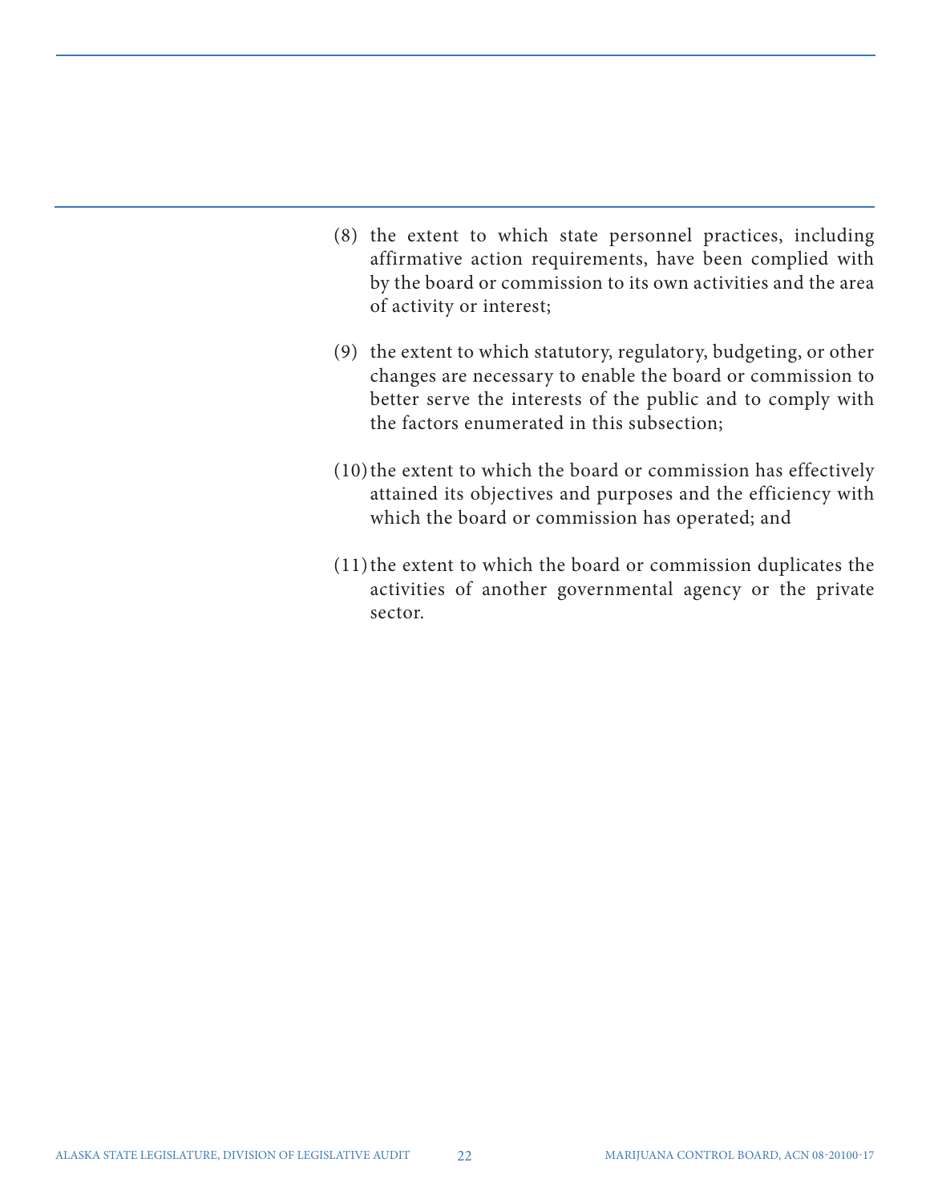(8) the extent to which state personnel practices, including affirmative action requirements, have been complied with by the board or commission to its own activities and the area of activity or interest;

(9) the extent to which statutory, regulatory, budgeting, or other changes are necessary to enable the board or commission to better serve the interests of the public and to comply with the factors enumerated in this subsection;

(10) the extent to which the board or commission has effectively attained its objectives and purposes and the efficiency with which the board or commission has operated; and

(11) the extent to which the board or commission duplicates the activities of another governmental agency or the private sector.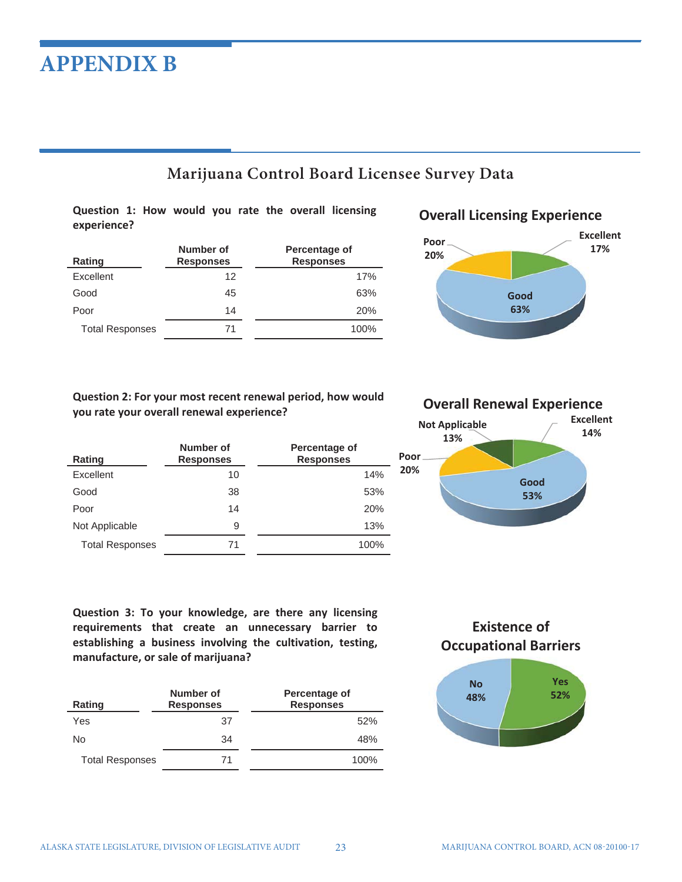# APPENDIX B

## Marijuana Control Board Licensee Survey Data

**Question 1: How would you rate the overall licensing experience?**

| Rating | Number of Responses | Percentage of Responses |
|---|---|---|
| Excellent | 12 | 17% |
| Good | 45 | 63% |
| Poor | 14 | 20% |
| Total Responses | 71 | 100% |

**Overall Licensing Experience**

Poor 20%, Excellent 17%, Good 63%

**Question 2: For your most recent renewal period, how would you rate your overall renewal experience?**

| Rating | Number of Responses | Percentage of Responses |
|---|---|---|
| Excellent | 10 | 14% |
| Good | 38 | 53% |
| Poor | 14 | 20% |
| Not Applicable | 9 | 13% |
| Total Responses | 71 | 100% |

**Overall Renewal Experience**

Not Applicable 13%, Excellent 14%, Poor 20%, Good 53%

**Question 3: To your knowledge, are there any licensing requirements that create an unnecessary barrier to establishing a business involving the cultivation, testing, manufacture, or sale of marijuana?**

| Rating | Number of Responses | Percentage of Responses |
|---|---|---|
| Yes | 37 | 52% |
| No | 34 | 48% |
| Total Responses | 71 | 100% |

**Existence of Occupational Barriers**

No 48%, Yes 52%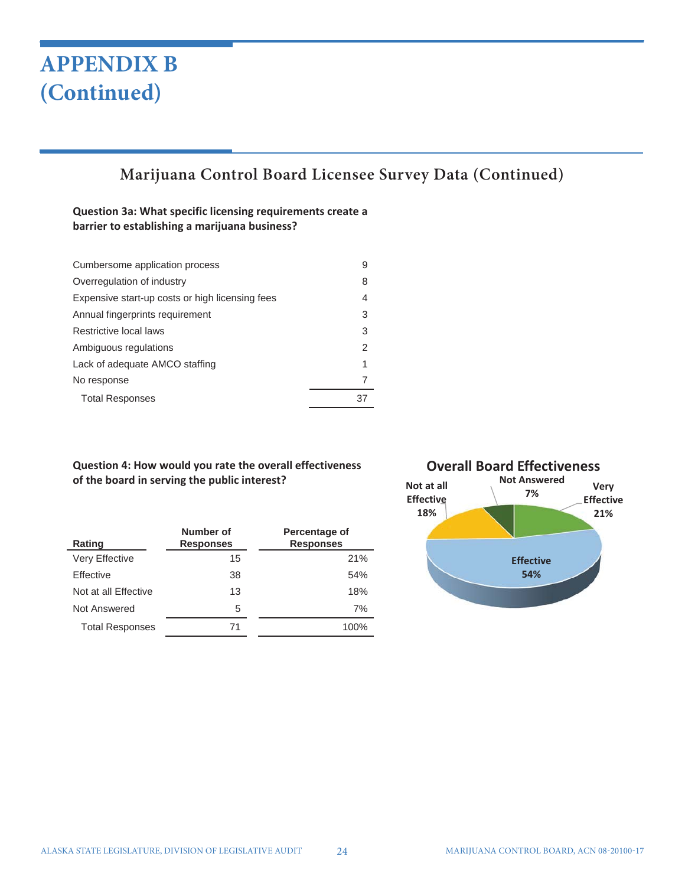# APPENDIX B (Continued)

## Marijuana Control Board Licensee Survey Data (Continued)

**Question 3a: What specific licensing requirements create a barrier to establishing a marijuana business?**

| | |
|---|---|
| Cumbersome application process | 9 |
| Overregulation of industry | 8 |
| Expensive start-up costs or high licensing fees | 4 |
| Annual fingerprints requirement | 3 |
| Restrictive local laws | 3 |
| Ambiguous regulations | 2 |
| Lack of adequate AMCO staffing | 1 |
| No response | 7 |
| Total Responses | 37 |

**Question 4: How would you rate the overall effectiveness of the board in serving the public interest?**

| Rating | Number of Responses | Percentage of Responses |
|---|---|---|
| Very Effective | 15 | 21% |
| Effective | 38 | 54% |
| Not at all Effective | 13 | 18% |
| Not Answered | 5 | 7% |
| Total Responses | 71 | 100% |

**Overall Board Effectiveness**

Very Effective 21%; Effective 54%; Not at all Effective 18%; Not Answered 7%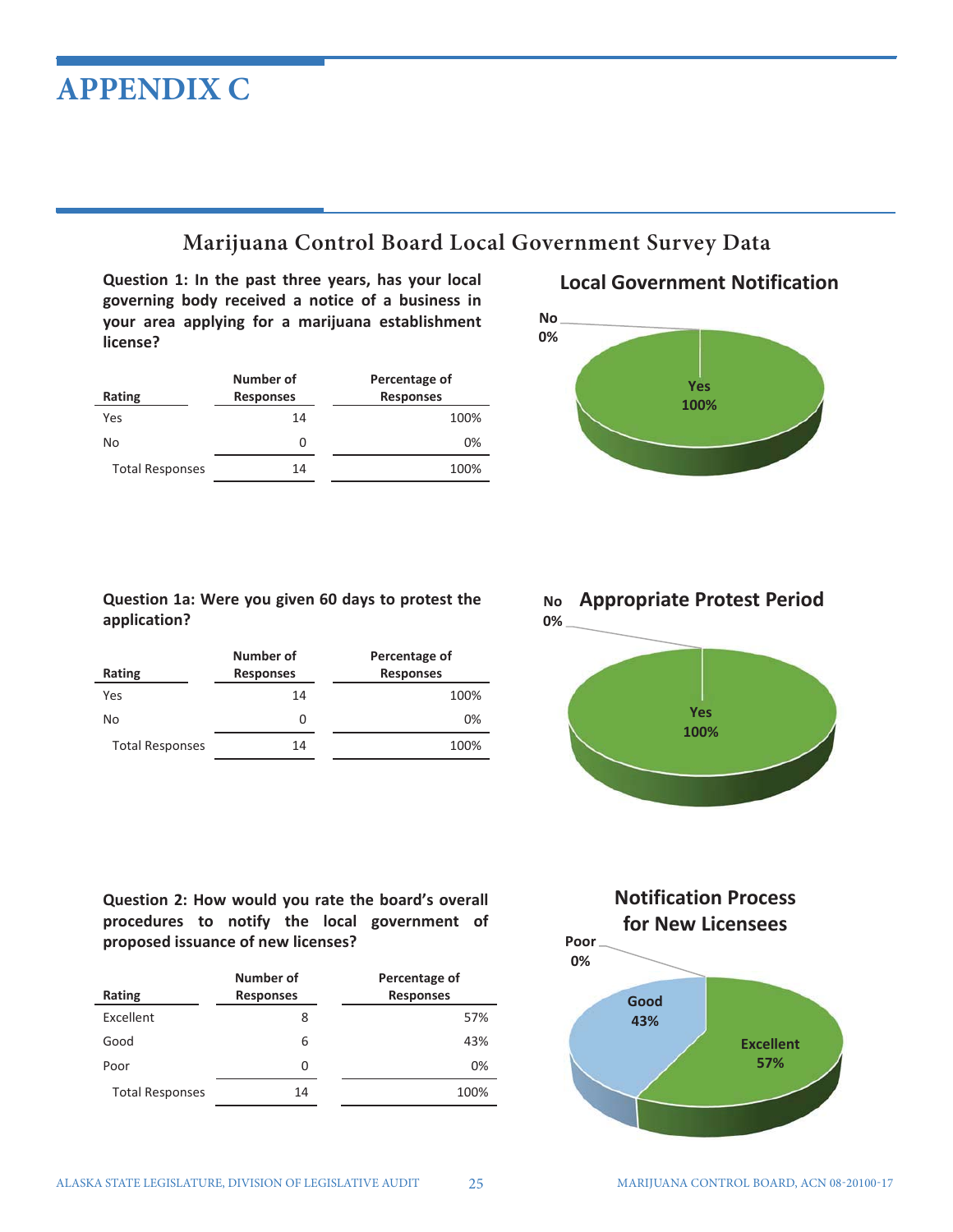# APPENDIX C

## Marijuana Control Board Local Government Survey Data

**Question 1: In the past three years, has your local governing body received a notice of a business in your area applying for a marijuana establishment license?**

| Rating | Number of Responses | Percentage of Responses |
|---|---|---|
| Yes | 14 | 100% |
| No | 0 | 0% |
| Total Responses | 14 | 100% |

**Local Government Notification**

No 0%

Yes 100%

**Question 1a: Were you given 60 days to protest the application?**

| Rating | Number of Responses | Percentage of Responses |
|---|---|---|
| Yes | 14 | 100% |
| No | 0 | 0% |
| Total Responses | 14 | 100% |

**Appropriate Protest Period**

No 0%

Yes 100%

**Question 2: How would you rate the board's overall procedures to notify the local government of proposed issuance of new licenses?**

| Rating | Number of Responses | Percentage of Responses |
|---|---|---|
| Excellent | 8 | 57% |
| Good | 6 | 43% |
| Poor | 0 | 0% |
| Total Responses | 14 | 100% |

**Notification Process for New Licensees**

Poor 0%

Good 43%

Excellent 57%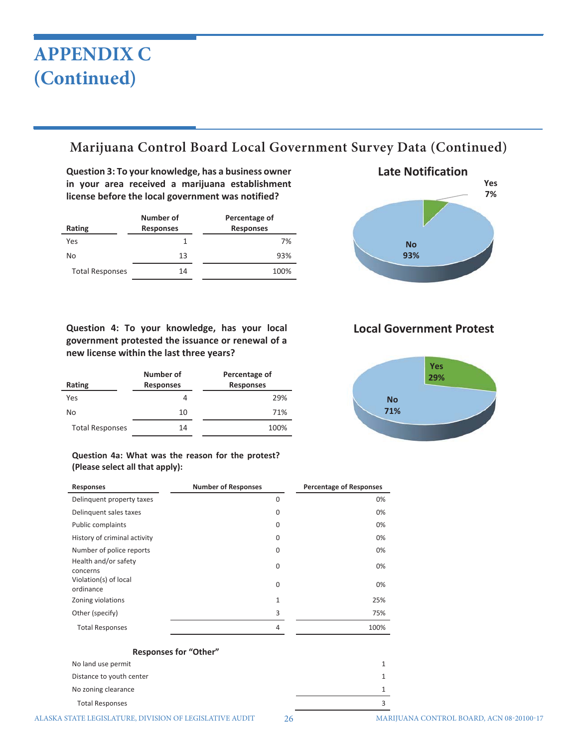# APPENDIX C (Continued)

## Marijuana Control Board Local Government Survey Data (Continued)

**Question 3: To your knowledge, has a business owner in your area received a marijuana establishment license before the local government was notified?**

| Rating | Number of Responses | Percentage of Responses |
|---|---|---|
| Yes | 1 | 7% |
| No | 13 | 93% |
| Total Responses | 14 | 100% |

**Late Notification**

Yes 7%

No 93%

**Question 4: To your knowledge, has your local government protested the issuance or renewal of a new license within the last three years?**

| Rating | Number of Responses | Percentage of Responses |
|---|---|---|
| Yes | 4 | 29% |
| No | 10 | 71% |
| Total Responses | 14 | 100% |

**Local Government Protest**

Yes 29%

No 71%

**Question 4a: What was the reason for the protest? (Please select all that apply):**

| Responses | Number of Responses | Percentage of Responses |
|---|---|---|
| Delinquent property taxes | 0 | 0% |
| Delinquent sales taxes | 0 | 0% |
| Public complaints | 0 | 0% |
| History of criminal activity | 0 | 0% |
| Number of police reports | 0 | 0% |
| Health and/or safety concerns | 0 | 0% |
| Violation(s) of local ordinance | 0 | 0% |
| Zoning violations | 1 | 25% |
| Other (specify) | 3 | 75% |
| Total Responses | 4 | 100% |

**Responses for "Other"**

| Response | Number |
|---|---|
| No land use permit | 1 |
| Distance to youth center | 1 |
| No zoning clearance | 1 |
| Total Responses | 3 |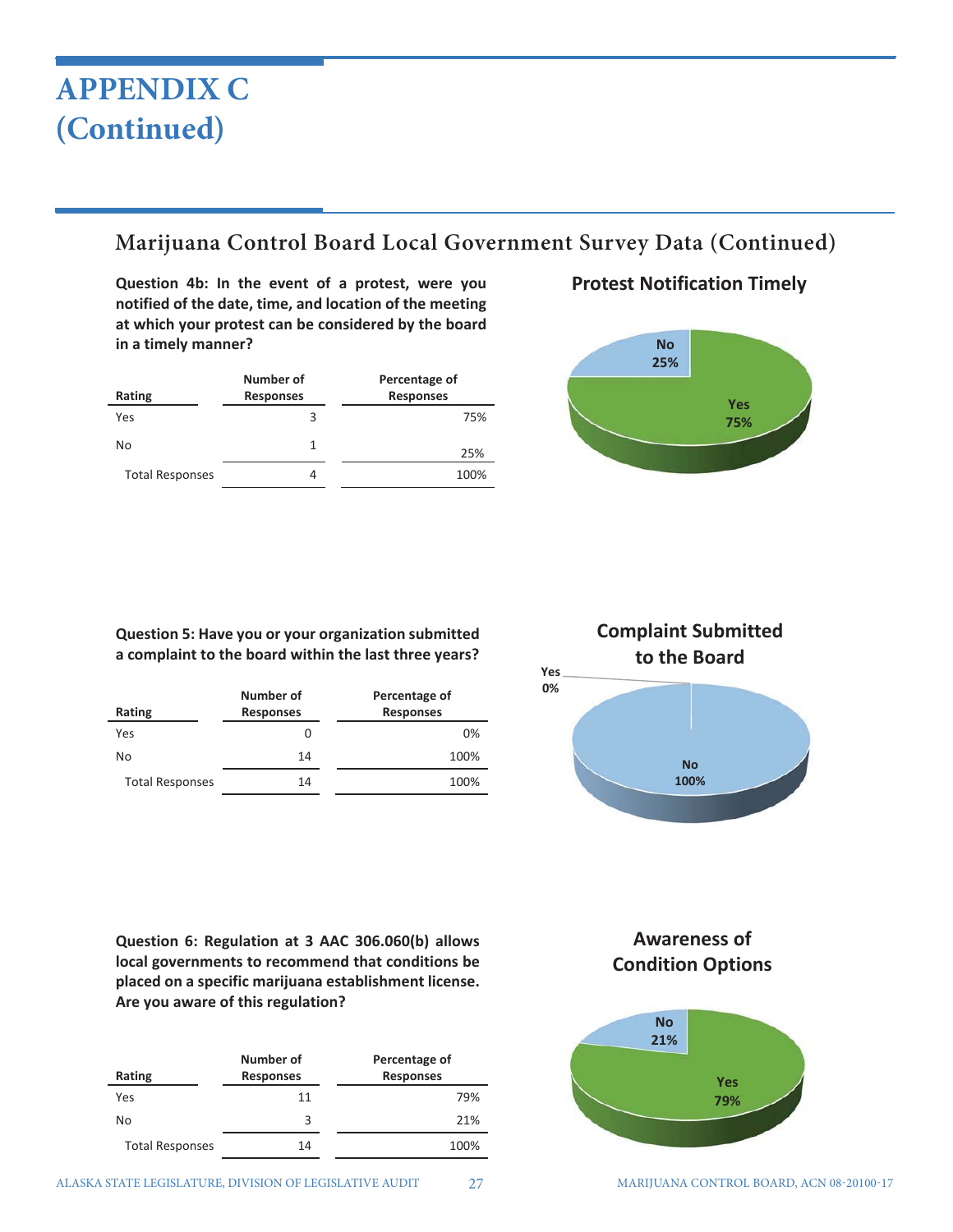# APPENDIX C
# (Continued)

## Marijuana Control Board Local Government Survey Data (Continued)

**Question 4b: In the event of a protest, were you notified of the date, time, and location of the meeting at which your protest can be considered by the board in a timely manner?**

| Rating | Number of Responses | Percentage of Responses |
|---|---|---|
| Yes | 3 | 75% |
| No | 1 | 25% |
| Total Responses | 4 | 100% |

**Protest Notification Timely**

No 25%
Yes 75%

**Question 5: Have you or your organization submitted a complaint to the board within the last three years?**

| Rating | Number of Responses | Percentage of Responses |
|---|---|---|
| Yes | 0 | 0% |
| No | 14 | 100% |
| Total Responses | 14 | 100% |

**Complaint Submitted to the Board**

Yes 0%
No 100%

**Question 6: Regulation at 3 AAC 306.060(b) allows local governments to recommend that conditions be placed on a specific marijuana establishment license. Are you aware of this regulation?**

| Rating | Number of Responses | Percentage of Responses |
|---|---|---|
| Yes | 11 | 79% |
| No | 3 | 21% |
| Total Responses | 14 | 100% |

**Awareness of Condition Options**

No 21%
Yes 79%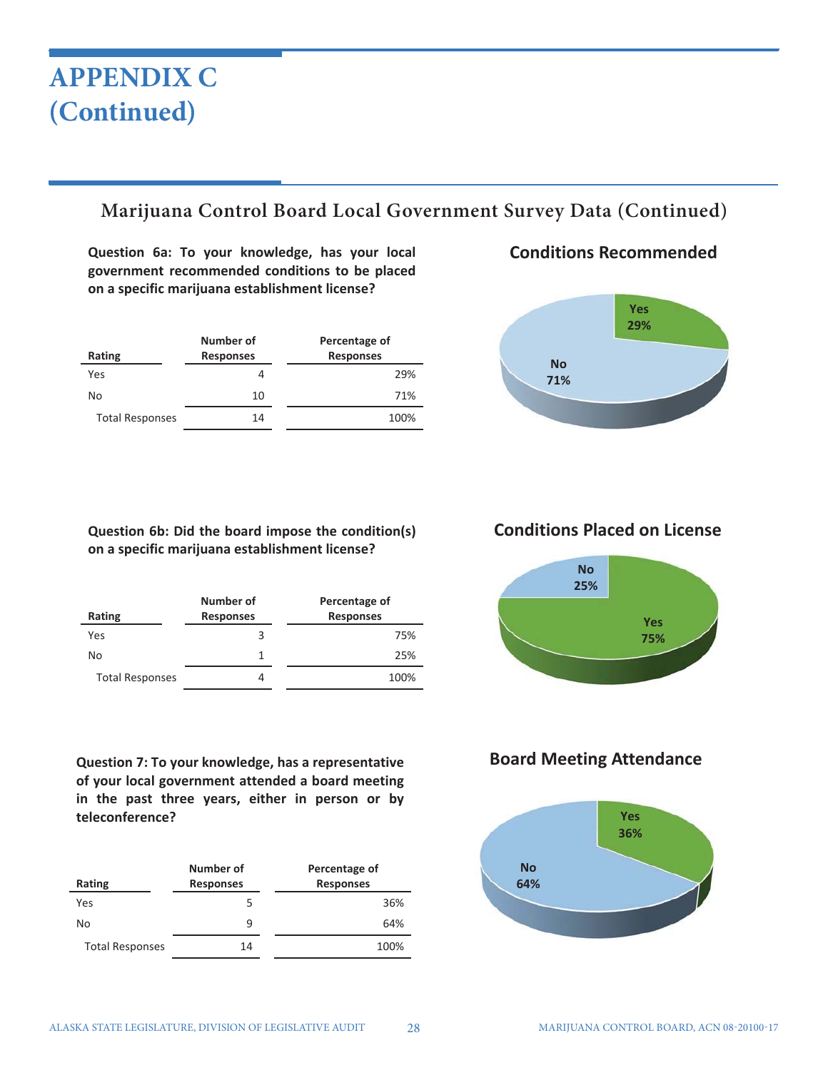# APPENDIX C (Continued)

## Marijuana Control Board Local Government Survey Data (Continued)

**Question 6a: To your knowledge, has your local government recommended conditions to be placed on a specific marijuana establishment license?**

| Rating | Number of Responses | Percentage of Responses |
|---|---|---|
| Yes | 4 | 29% |
| No | 10 | 71% |
| Total Responses | 14 | 100% |

**Conditions Recommended**

Yes 29%

No 71%

**Question 6b: Did the board impose the condition(s) on a specific marijuana establishment license?**

| Rating | Number of Responses | Percentage of Responses |
|---|---|---|
| Yes | 3 | 75% |
| No | 1 | 25% |
| Total Responses | 4 | 100% |

**Conditions Placed on License**

No 25%

Yes 75%

**Question 7: To your knowledge, has a representative of your local government attended a board meeting in the past three years, either in person or by teleconference?**

| Rating | Number of Responses | Percentage of Responses |
|---|---|---|
| Yes | 5 | 36% |
| No | 9 | 64% |
| Total Responses | 14 | 100% |

**Board Meeting Attendance**

Yes 36%

No 64%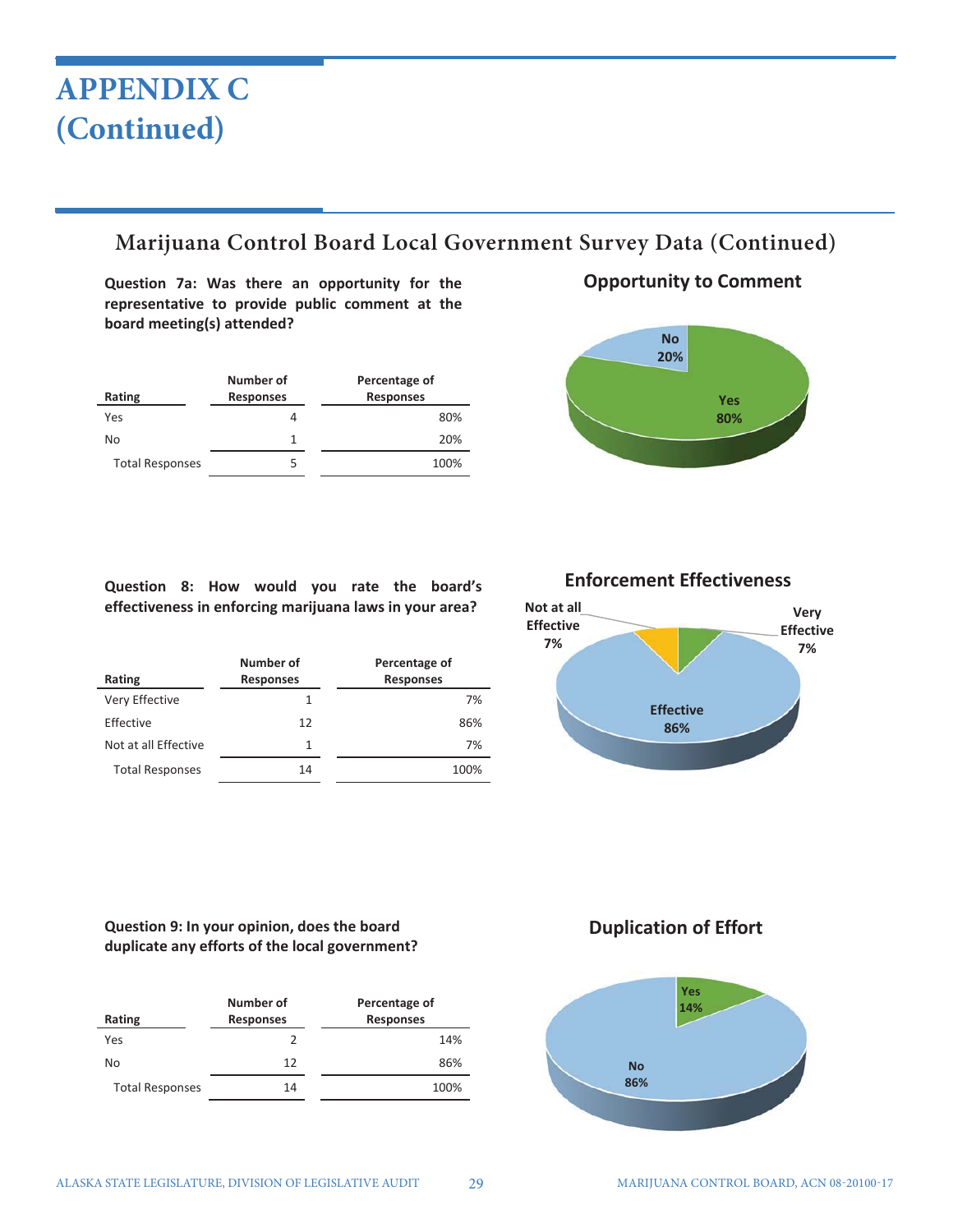# APPENDIX C (Continued)

## Marijuana Control Board Local Government Survey Data (Continued)

**Question 7a: Was there an opportunity for the representative to provide public comment at the board meeting(s) attended?**

| Rating | Number of Responses | Percentage of Responses |
|---|---|---|
| Yes | 4 | 80% |
| No | 1 | 20% |
| Total Responses | 5 | 100% |

**Opportunity to Comment**

No 20%

Yes 80%

**Question 8: How would you rate the board's effectiveness in enforcing marijuana laws in your area?**

| Rating | Number of Responses | Percentage of Responses |
|---|---|---|
| Very Effective | 1 | 7% |
| Effective | 12 | 86% |
| Not at all Effective | 1 | 7% |
| Total Responses | 14 | 100% |

**Enforcement Effectiveness**

Not at all Effective 7%

Very Effective 7%

Effective 86%

**Question 9: In your opinion, does the board duplicate any efforts of the local government?**

| Rating | Number of Responses | Percentage of Responses |
|---|---|---|
| Yes | 2 | 14% |
| No | 12 | 86% |
| Total Responses | 14 | 100% |

**Duplication of Effort**

Yes 14%

No 86%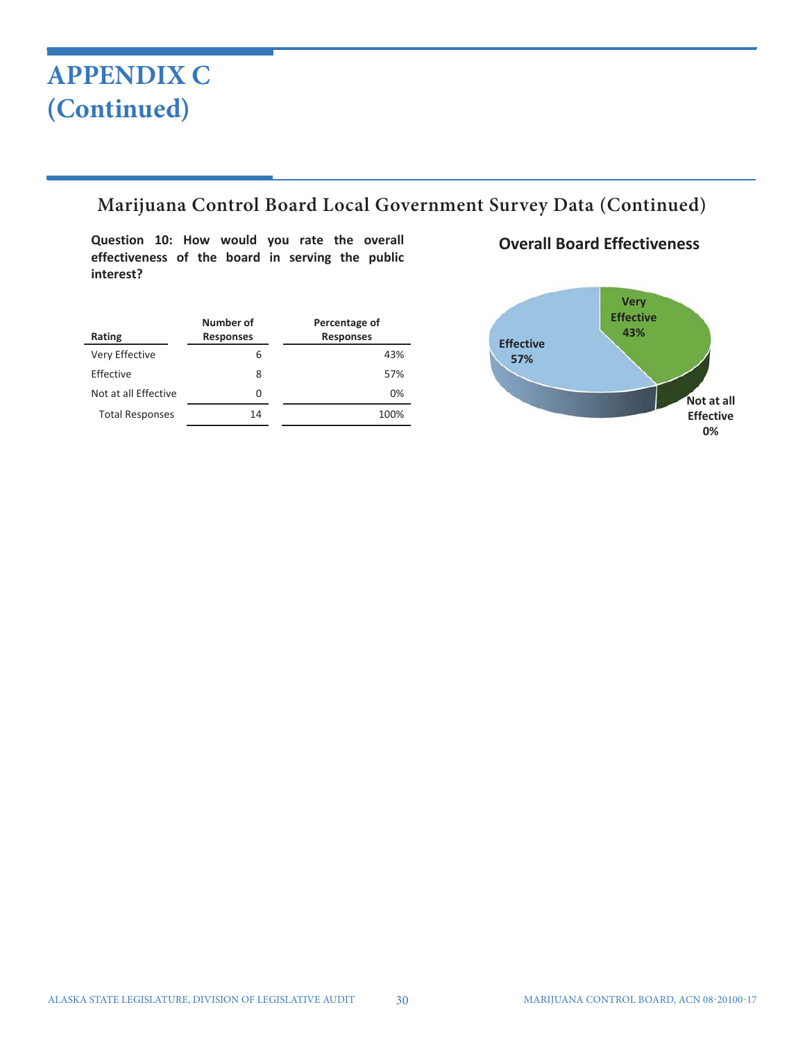# APPENDIX C (Continued)

## Marijuana Control Board Local Government Survey Data (Continued)

**Question 10: How would you rate the overall effectiveness of the board in serving the public interest?**

| Rating | Number of Responses | Percentage of Responses |
|---|---|---|
| Very Effective | 6 | 43% |
| Effective | 8 | 57% |
| Not at all Effective | 0 | 0% |
| Total Responses | 14 | 100% |

**Overall Board Effectiveness**

Very Effective 43%

Effective 57%

Not at all Effective 0%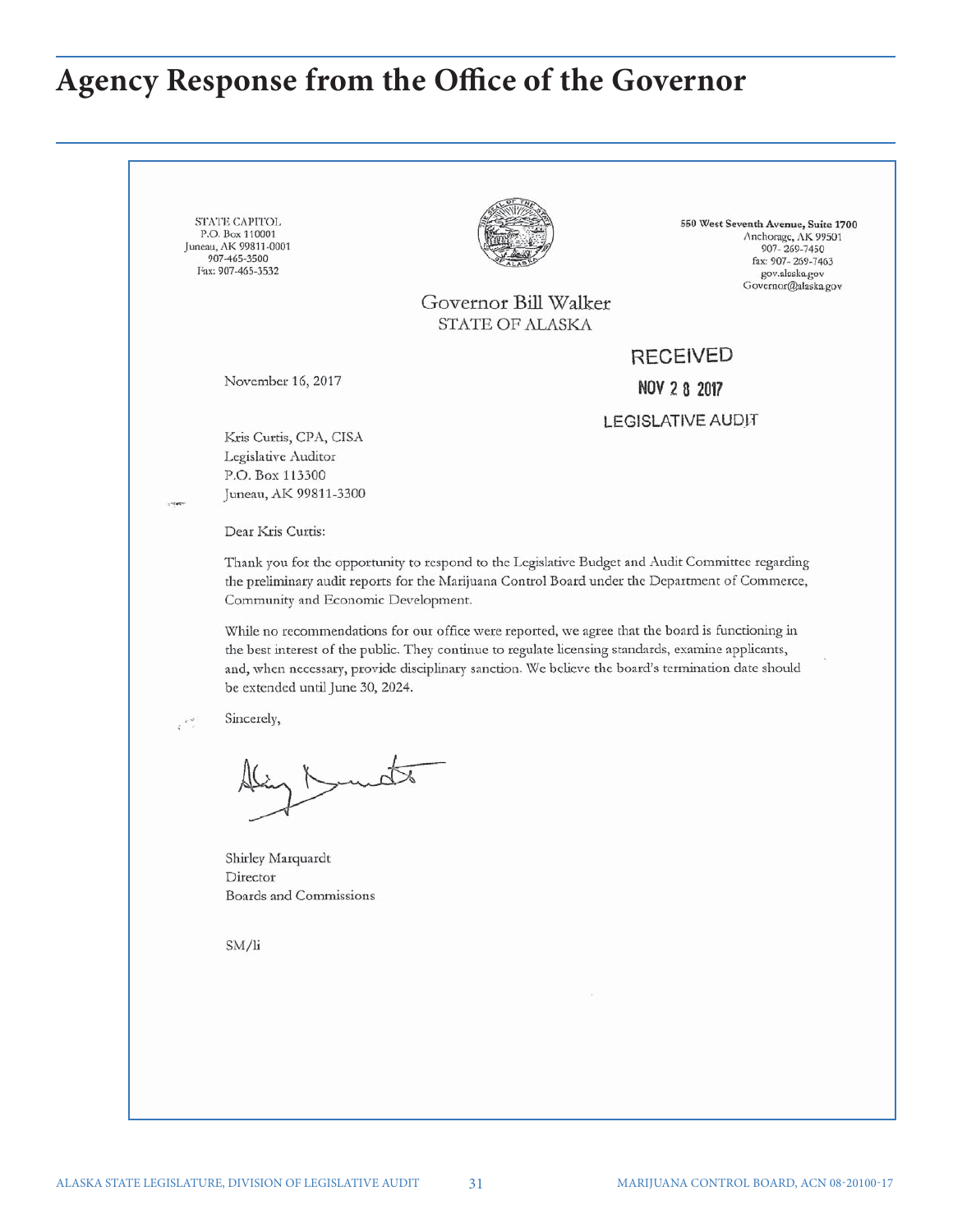# Agency Response from the Office of the Governor

STATE CAPITOL
P.O. Box 110001
Juneau, AK 99811-0001
907-465-3500
Fax: 907-465-3532

550 West Seventh Avenue, Suite 1700
Anchorage, AK 99501
907-269-7450
fax: 907-269-7463
gov.alaska.gov
Governor@alaska.gov

Governor Bill Walker
STATE OF ALASKA

RECEIVED
NOV 28 2017
LEGISLATIVE AUDIT

November 16, 2017

Kris Curtis, CPA, CISA
Legislative Auditor
P.O. Box 113300
Juneau, AK 99811-3300

Dear Kris Curtis:

Thank you for the opportunity to respond to the Legislative Budget and Audit Committee regarding the preliminary audit reports for the Marijuana Control Board under the Department of Commerce, Community and Economic Development.

While no recommendations for our office were reported, we agree that the board is functioning in the best interest of the public. They continue to regulate licensing standards, examine applicants, and, when necessary, provide disciplinary sanction. We believe the board's termination date should be extended until June 30, 2024.

Sincerely,

Shirley Marquardt
Director
Boards and Commissions

SM/li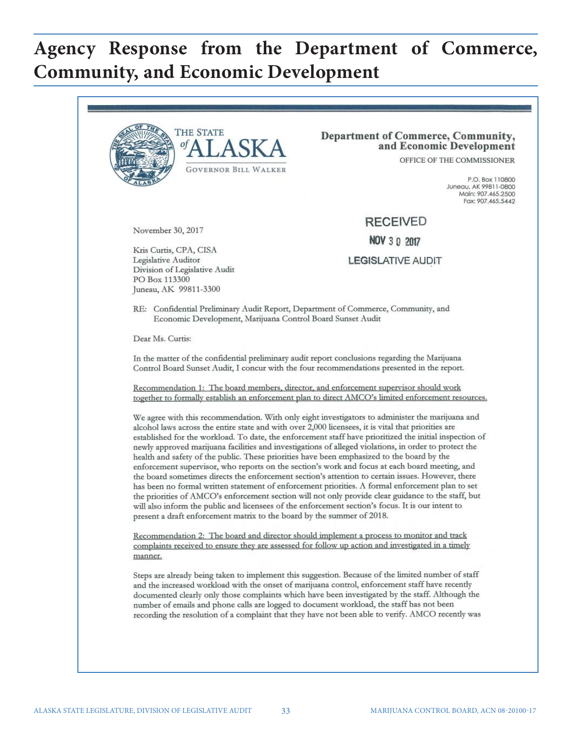# Agency Response from the Department of Commerce, Community, and Economic Development

THE STATE *of* ALASKA

GOVERNOR BILL WALKER

**Department of Commerce, Community, and Economic Development**

OFFICE OF THE COMMISSIONER

P.O. Box 110800
Juneau, AK 99811-0800
Main: 907.465.2500
Fax: 907.465.5442

RECEIVED
NOV 3 0 2017
LEGISLATIVE AUDIT

November 30, 2017

Kris Curtis, CPA, CISA
Legislative Auditor
Division of Legislative Audit
PO Box 113300
Juneau, AK 99811-3300

RE: Confidential Preliminary Audit Report, Department of Commerce, Community, and Economic Development, Marijuana Control Board Sunset Audit

Dear Ms. Curtis:

In the matter of the confidential preliminary audit report conclusions regarding the Marijuana Control Board Sunset Audit, I concur with the four recommendations presented in the report.

Recommendation 1: The board members, director, and enforcement supervisor should work together to formally establish an enforcement plan to direct AMCO's limited enforcement resources.

We agree with this recommendation. With only eight investigators to administer the marijuana and alcohol laws across the entire state and with over 2,000 licensees, it is vital that priorities are established for the workload. To date, the enforcement staff have prioritized the initial inspection of newly approved marijuana facilities and investigations of alleged violations, in order to protect the health and safety of the public. These priorities have been emphasized to the board by the enforcement supervisor, who reports on the section's work and focus at each board meeting, and the board sometimes directs the enforcement section's attention to certain issues. However, there has been no formal written statement of enforcement priorities. A formal enforcement plan to set the priorities of AMCO's enforcement section will not only provide clear guidance to the staff, but will also inform the public and licensees of the enforcement section's focus. It is our intent to present a draft enforcement matrix to the board by the summer of 2018.

Recommendation 2: The board and director should implement a process to monitor and track complaints received to ensure they are assessed for follow up action and investigated in a timely manner.

Steps are already being taken to implement this suggestion. Because of the limited number of staff and the increased workload with the onset of marijuana control, enforcement staff have recently documented clearly only those complaints which have been investigated by the staff. Although the number of emails and phone calls are logged to document workload, the staff has not been recording the resolution of a complaint that they have not been able to verify. AMCO recently was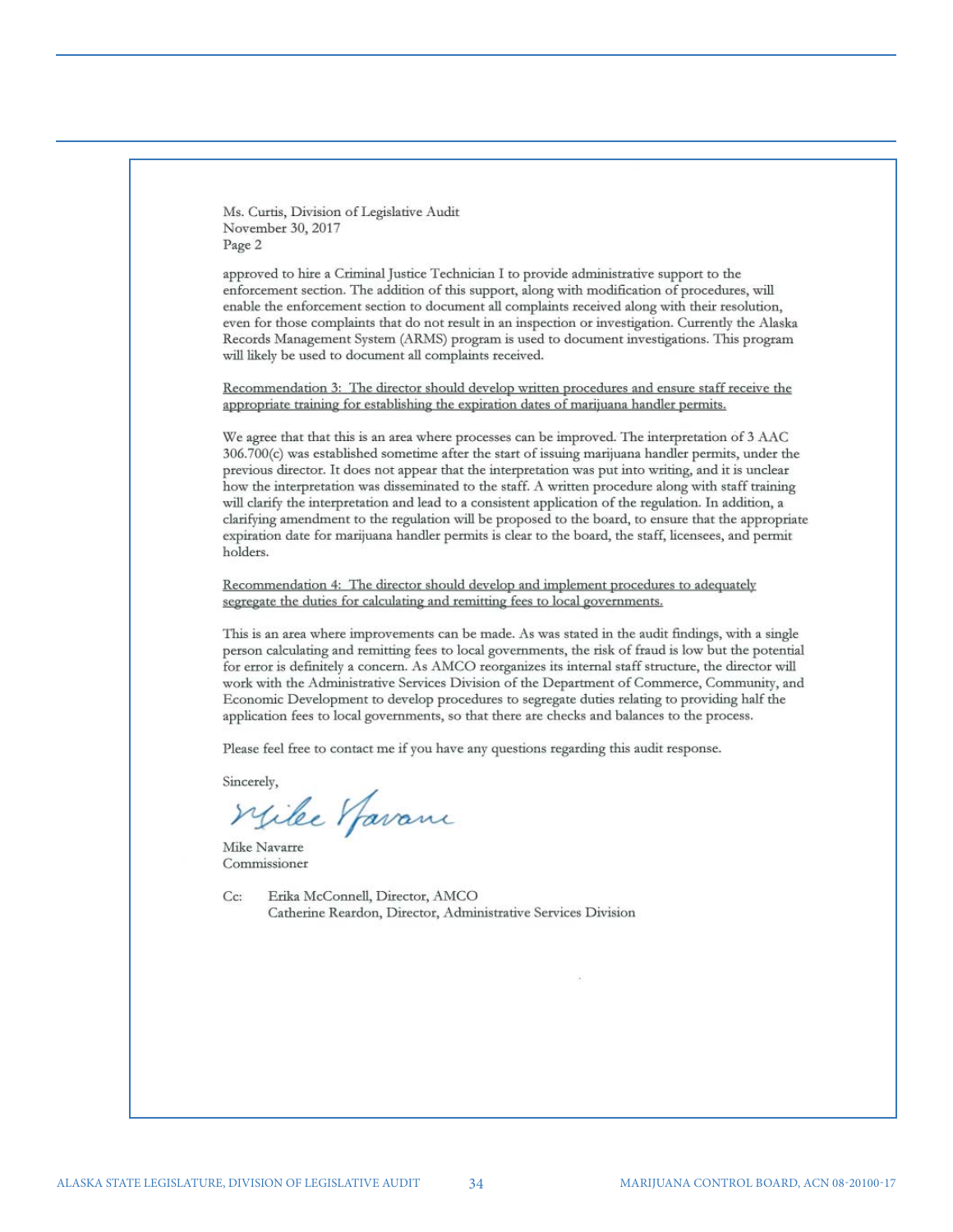Ms. Curtis, Division of Legislative Audit
November 30, 2017
Page 2

approved to hire a Criminal Justice Technician I to provide administrative support to the enforcement section. The addition of this support, along with modification of procedures, will enable the enforcement section to document all complaints received along with their resolution, even for those complaints that do not result in an inspection or investigation. Currently the Alaska Records Management System (ARMS) program is used to document investigations. This program will likely be used to document all complaints received.

Recommendation 3: The director should develop written procedures and ensure staff receive the appropriate training for establishing the expiration dates of marijuana handler permits.

We agree that that this is an area where processes can be improved. The interpretation of 3 AAC 306.700(c) was established sometime after the start of issuing marijuana handler permits, under the previous director. It does not appear that the interpretation was put into writing, and it is unclear how the interpretation was disseminated to the staff. A written procedure along with staff training will clarify the interpretation and lead to a consistent application of the regulation. In addition, a clarifying amendment to the regulation will be proposed to the board, to ensure that the appropriate expiration date for marijuana handler permits is clear to the board, the staff, licensees, and permit holders.

Recommendation 4: The director should develop and implement procedures to adequately segregate the duties for calculating and remitting fees to local governments.

This is an area where improvements can be made. As was stated in the audit findings, with a single person calculating and remitting fees to local governments, the risk of fraud is low but the potential for error is definitely a concern. As AMCO reorganizes its internal staff structure, the director will work with the Administrative Services Division of the Department of Commerce, Community, and Economic Development to develop procedures to segregate duties relating to providing half the application fees to local governments, so that there are checks and balances to the process.

Please feel free to contact me if you have any questions regarding this audit response.

Sincerely,

Mike Navarre
Commissioner

Cc: Erika McConnell, Director, AMCO
Catherine Reardon, Director, Administrative Services Division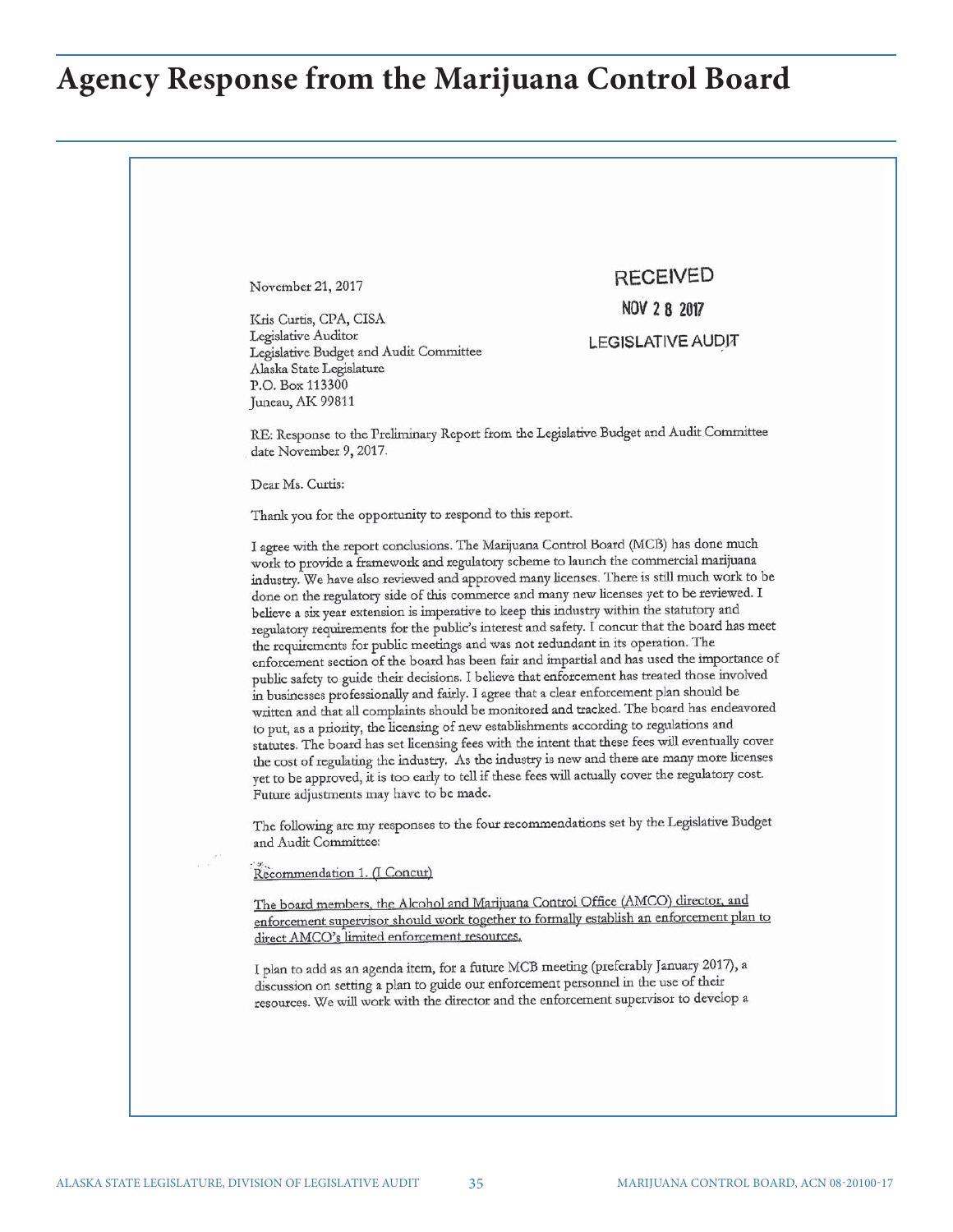# Agency Response from the Marijuana Control Board

November 21, 2017

RECEIVED
NOV 2 8 2017
LEGISLATIVE AUDIT

Kris Curtis, CPA, CISA
Legislative Auditor
Legislative Budget and Audit Committee
Alaska State Legislature
P.O. Box 113300
Juneau, AK 99811

RE: Response to the Preliminary Report from the Legislative Budget and Audit Committee date November 9, 2017.

Dear Ms. Curtis:

Thank you for the opportunity to respond to this report.

I agree with the report conclusions. The Marijuana Control Board (MCB) has done much work to provide a framework and regulatory scheme to launch the commercial marijuana industry. We have also reviewed and approved many licenses. There is still much work to be done on the regulatory side of this commerce and many new licenses yet to be reviewed. I believe a six year extension is imperative to keep this industry within the statutory and regulatory requirements for the public's interest and safety. I concur that the board has meet the requirements for public meetings and was not redundant in its operation. The enforcement section of the board has been fair and impartial and has used the importance of public safety to guide their decisions. I believe that enforcement has treated those involved in businesses professionally and fairly. I agree that a clear enforcement plan should be written and that all complaints should be monitored and tracked. The board has endeavored to put, as a priority, the licensing of new establishments according to regulations and statutes. The board has set licensing fees with the intent that these fees will eventually cover the cost of regulating the industry. As the industry is new and there are many more licenses yet to be approved, it is too early to tell if these fees will actually cover the regulatory cost. Future adjustments may have to be made.

The following are my responses to the four recommendations set by the Legislative Budget and Audit Committee:

Recommendation 1. (I Concur)

The board members, the Alcohol and Marijuana Control Office (AMCO) director, and enforcement supervisor should work together to formally establish an enforcement plan to direct AMCO's limited enforcement resources.

I plan to add as an agenda item, for a future MCB meeting (preferably January 2017), a discussion on setting a plan to guide our enforcement personnel in the use of their resources. We will work with the director and the enforcement supervisor to develop a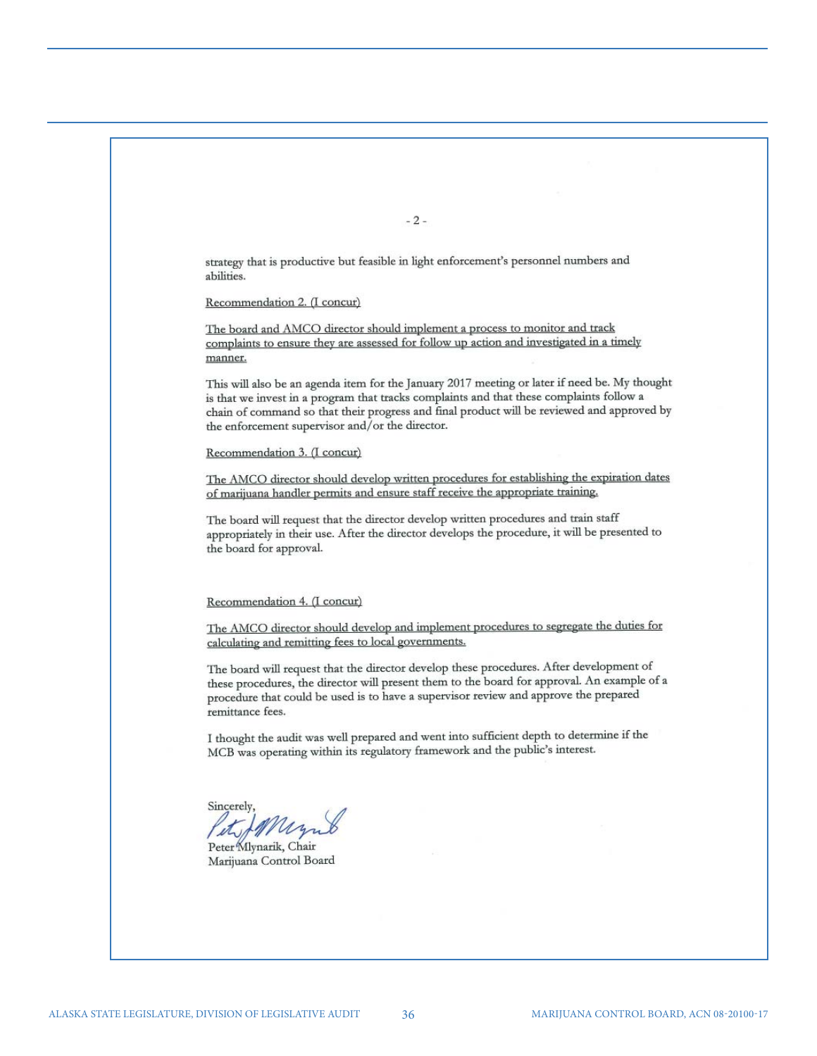strategy that is productive but feasible in light enforcement's personnel numbers and abilities.

Recommendation 2. (I concur)

The board and AMCO director should implement a process to monitor and track complaints to ensure they are assessed for follow up action and investigated in a timely manner.

This will also be an agenda item for the January 2017 meeting or later if need be. My thought is that we invest in a program that tracks complaints and that these complaints follow a chain of command so that their progress and final product will be reviewed and approved by the enforcement supervisor and/or the director.

Recommendation 3. (I concur)

The AMCO director should develop written procedures for establishing the expiration dates of marijuana handler permits and ensure staff receive the appropriate training.

The board will request that the director develop written procedures and train staff appropriately in their use. After the director develops the procedure, it will be presented to the board for approval.

Recommendation 4. (I concur)

The AMCO director should develop and implement procedures to segregate the duties for calculating and remitting fees to local governments.

The board will request that the director develop these procedures. After development of these procedures, the director will present them to the board for approval. An example of a procedure that could be used is to have a supervisor review and approve the prepared remittance fees.

I thought the audit was well prepared and went into sufficient depth to determine if the MCB was operating within its regulatory framework and the public's interest.

Sincerely,

Peter Mlynarik, Chair
Marijuana Control Board